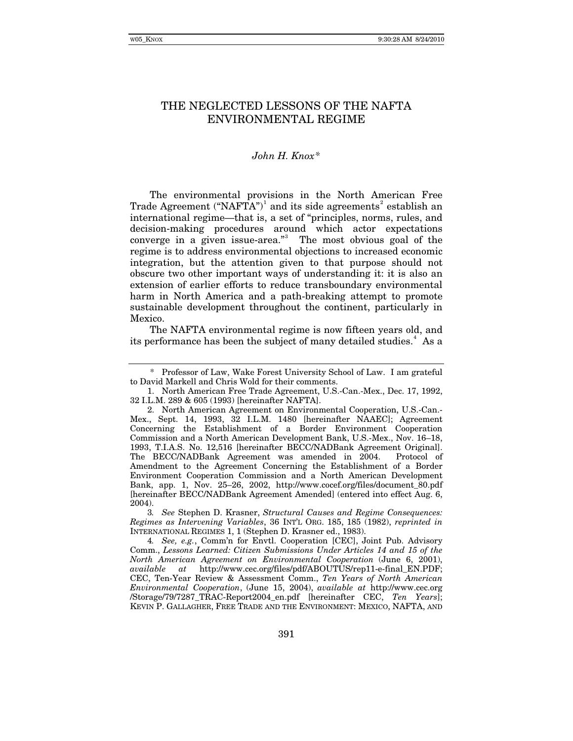# THE NEGLECTED LESSONS OF THE NAFTA ENVIRONMENTAL REGIME

*John H. Knox\**

The environmental provisions in the North American Free Trade Agreement ("NAFTA")[1] and its side agreements[2] establish an international regime—that is, a set of "principles, norms, rules, and decision-making procedures around which actor expectations converge in a given issue-area."[3] The most obvious goal of the regime is to address environmental objections to increased economic integration, but the attention given to that purpose should not obscure two other important ways of understanding it: it is also an extension of earlier efforts to reduce transboundary environmental harm in North America and a path-breaking attempt to promote sustainable development throughout the continent, particularly in Mexico.

The NAFTA environmental regime is now fifteen years old, and its performance has been the subject of many detailed studies.[4] As a

---

\* Professor of Law, Wake Forest University School of Law. I am grateful to David Markell and Chris Wold for their comments.

1. North American Free Trade Agreement, U.S.-Can.-Mex., Dec. 17, 1992, 32 I.L.M. 289 & 605 (1993) [hereinafter NAFTA].

2. North American Agreement on Environmental Cooperation, U.S.-Can.-Mex., Sept. 14, 1993, 32 I.L.M. 1480 [hereinafter NAAEC]; Agreement Concerning the Establishment of a Border Environment Cooperation Commission and a North American Development Bank, U.S.-Mex., Nov. 16–18, 1993, T.I.A.S. No. 12,516 [hereinafter BECC/NADBank Agreement Original]. The BECC/NADBank Agreement was amended in 2004. Protocol of Amendment to the Agreement Concerning the Establishment of a Border Environment Cooperation Commission and a North American Development Bank, app. 1, Nov. 25–26, 2002, http://www.cocef.org/files/document_80.pdf [hereinafter BECC/NADBank Agreement Amended] (entered into effect Aug. 6, 2004).

3. *See* Stephen D. Krasner, *Structural Causes and Regime Consequences: Regimes as Intervening Variables*, 36 INT'L ORG. 185, 185 (1982), *reprinted in* INTERNATIONAL REGIMES 1, 1 (Stephen D. Krasner ed., 1983).

4. *See, e.g.*, Comm'n for Envtl. Cooperation [CEC], Joint Pub. Advisory Comm., *Lessons Learned: Citizen Submissions Under Articles 14 and 15 of the North American Agreement on Environmental Cooperation* (June 6, 2001), *available at* http://www.cec.org/files/pdf/ABOUTUS/rep11-e-final_EN.PDF; CEC, Ten-Year Review & Assessment Comm., *Ten Years of North American Environmental Cooperation*, (June 15, 2004), *available at* http://www.cec.org/Storage/79/7287_TRAC-Report2004_en.pdf [hereinafter CEC, *Ten Years*]; KEVIN P. GALLAGHER, FREE TRADE AND THE ENVIRONMENT: MEXICO, NAFTA, AND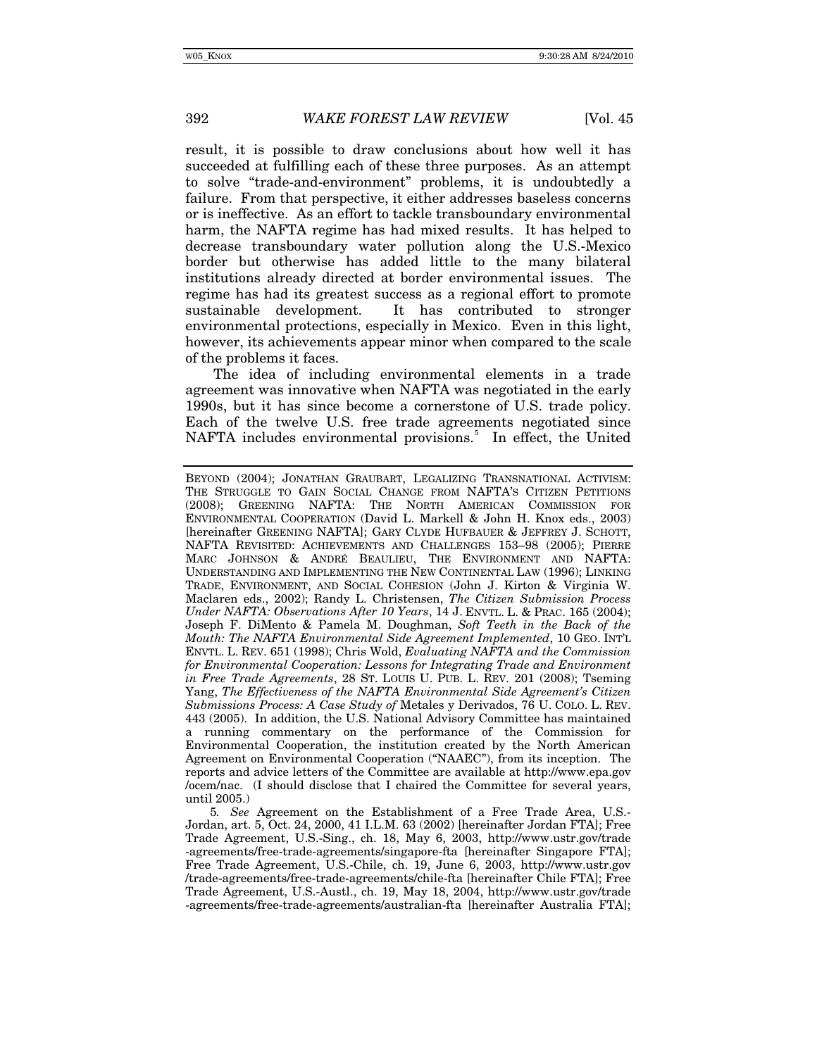result, it is possible to draw conclusions about how well it has succeeded at fulfilling each of these three purposes. As an attempt to solve "trade-and-environment" problems, it is undoubtedly a failure. From that perspective, it either addresses baseless concerns or is ineffective. As an effort to tackle transboundary environmental harm, the NAFTA regime has had mixed results. It has helped to decrease transboundary water pollution along the U.S.-Mexico border but otherwise has added little to the many bilateral institutions already directed at border environmental issues. The regime has had its greatest success as a regional effort to promote sustainable development. It has contributed to stronger environmental protections, especially in Mexico. Even in this light, however, its achievements appear minor when compared to the scale of the problems it faces.

The idea of including environmental elements in a trade agreement was innovative when NAFTA was negotiated in the early 1990s, but it has since become a cornerstone of U.S. trade policy. Each of the twelve U.S. free trade agreements negotiated since NAFTA includes environmental provisions.[5] In effect, the United

---

BEYOND (2004); JONATHAN GRAUBART, LEGALIZING TRANSNATIONAL ACTIVISM: THE STRUGGLE TO GAIN SOCIAL CHANGE FROM NAFTA'S CITIZEN PETITIONS (2008); GREENING NAFTA: THE NORTH AMERICAN COMMISSION FOR ENVIRONMENTAL COOPERATION (David L. Markell & John H. Knox eds., 2003) [hereinafter GREENING NAFTA]; GARY CLYDE HUFBAUER & JEFFREY J. SCHOTT, NAFTA REVISITED: ACHIEVEMENTS AND CHALLENGES 153–98 (2005); PIERRE MARC JOHNSON & ANDRÉ BEAULIEU, THE ENVIRONMENT AND NAFTA: UNDERSTANDING AND IMPLEMENTING THE NEW CONTINENTAL LAW (1996); LINKING TRADE, ENVIRONMENT, AND SOCIAL COHESION (John J. Kirton & Virginia W. Maclaren eds., 2002); Randy L. Christensen, *The Citizen Submission Process Under NAFTA: Observations After 10 Years*, 14 J. ENVTL. L. & PRAC. 165 (2004); Joseph F. DiMento & Pamela M. Doughman, *Soft Teeth in the Back of the Mouth: The NAFTA Environmental Side Agreement Implemented*, 10 GEO. INT'L ENVTL. L. REV. 651 (1998); Chris Wold, *Evaluating NAFTA and the Commission for Environmental Cooperation: Lessons for Integrating Trade and Environment in Free Trade Agreements*, 28 ST. LOUIS U. PUB. L. REV. 201 (2008); Tseming Yang, *The Effectiveness of the NAFTA Environmental Side Agreement's Citizen Submissions Process: A Case Study of* Metales y Derivados, 76 U. COLO. L. REV. 443 (2005). In addition, the U.S. National Advisory Committee has maintained a running commentary on the performance of the Commission for Environmental Cooperation, the institution created by the North American Agreement on Environmental Cooperation ("NAAEC"), from its inception. The reports and advice letters of the Committee are available at http://www.epa.gov/ocem/nac. (I should disclose that I chaired the Committee for several years, until 2005.)

5. *See* Agreement on the Establishment of a Free Trade Area, U.S.-Jordan, art. 5, Oct. 24, 2000, 41 I.L.M. 63 (2002) [hereinafter Jordan FTA]; Free Trade Agreement, U.S.-Sing., ch. 18, May 6, 2003, http://www.ustr.gov/trade-agreements/free-trade-agreements/singapore-fta [hereinafter Singapore FTA]; Free Trade Agreement, U.S.-Chile, ch. 19, June 6, 2003, http://www.ustr.gov/trade-agreements/free-trade-agreements/chile-fta [hereinafter Chile FTA]; Free Trade Agreement, U.S.-Austl., ch. 19, May 18, 2004, http://www.ustr.gov/trade-agreements/free-trade-agreements/australian-fta [hereinafter Australia FTA];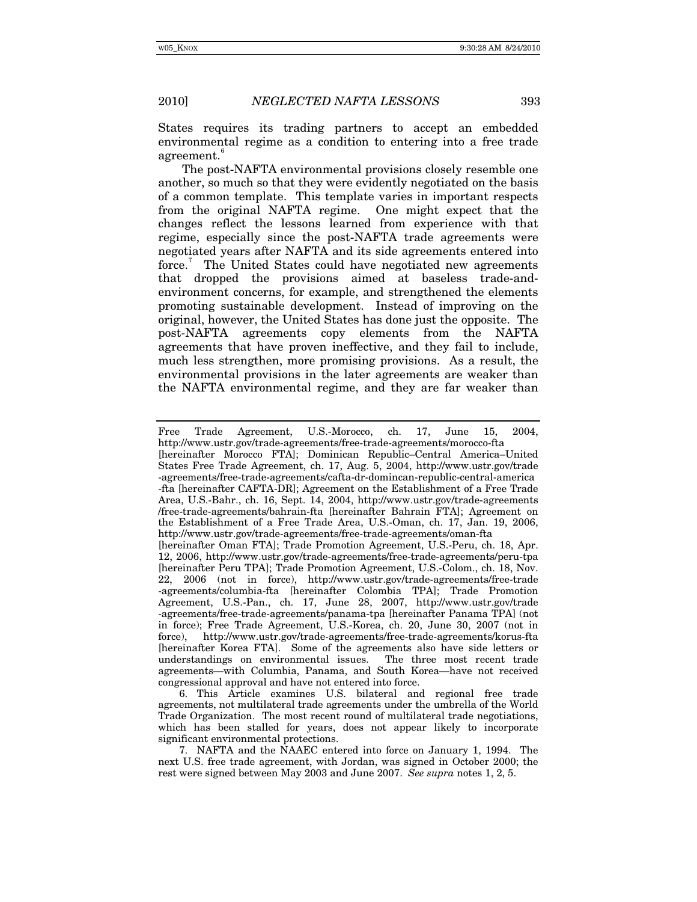States requires its trading partners to accept an embedded environmental regime as a condition to entering into a free trade agreement.[6]

The post-NAFTA environmental provisions closely resemble one another, so much so that they were evidently negotiated on the basis of a common template. This template varies in important respects from the original NAFTA regime. One might expect that the changes reflect the lessons learned from experience with that regime, especially since the post-NAFTA trade agreements were negotiated years after NAFTA and its side agreements entered into force.[7] The United States could have negotiated new agreements that dropped the provisions aimed at baseless trade-and-environment concerns, for example, and strengthened the elements promoting sustainable development. Instead of improving on the original, however, the United States has done just the opposite. The post-NAFTA agreements copy elements from the NAFTA agreements that have proven ineffective, and they fail to include, much less strengthen, more promising provisions. As a result, the environmental provisions in the later agreements are weaker than the NAFTA environmental regime, and they are far weaker than

---

Free Trade Agreement, U.S.-Morocco, ch. 17, June 15, 2004, http://www.ustr.gov/trade-agreements/free-trade-agreements/morocco-fta [hereinafter Morocco FTA]; Dominican Republic–Central America–United States Free Trade Agreement, ch. 17, Aug. 5, 2004, http://www.ustr.gov/trade-agreements/free-trade-agreements/cafta-dr-domincan-republic-central-america-fta [hereinafter CAFTA-DR]; Agreement on the Establishment of a Free Trade Area, U.S.-Bahr., ch. 16, Sept. 14, 2004, http://www.ustr.gov/trade-agreements/free-trade-agreements/bahrain-fta [hereinafter Bahrain FTA]; Agreement on the Establishment of a Free Trade Area, U.S.-Oman, ch. 17, Jan. 19, 2006, http://www.ustr.gov/trade-agreements/free-trade-agreements/oman-fta [hereinafter Oman FTA]; Trade Promotion Agreement, U.S.-Peru, ch. 18, Apr. 12, 2006, http://www.ustr.gov/trade-agreements/free-trade-agreements/peru-tpa [hereinafter Peru TPA]; Trade Promotion Agreement, U.S.-Colom., ch. 18, Nov. 22, 2006 (not in force), http://www.ustr.gov/trade-agreements/free-trade-agreements/columbia-fta [hereinafter Colombia TPA]; Trade Promotion Agreement, U.S.-Pan., ch. 17, June 28, 2007, http://www.ustr.gov/trade-agreements/free-trade-agreements/panama-tpa [hereinafter Panama TPA] (not in force); Free Trade Agreement, U.S.-Korea, ch. 20, June 30, 2007 (not in force), http://www.ustr.gov/trade-agreements/free-trade-agreements/korus-fta [hereinafter Korea FTA]. Some of the agreements also have side letters or understandings on environmental issues. The three most recent trade agreements—with Columbia, Panama, and South Korea—have not received congressional approval and have not entered into force.

6. This Article examines U.S. bilateral and regional free trade agreements, not multilateral trade agreements under the umbrella of the World Trade Organization. The most recent round of multilateral trade negotiations, which has been stalled for years, does not appear likely to incorporate significant environmental protections.

7. NAFTA and the NAAEC entered into force on January 1, 1994. The next U.S. free trade agreement, with Jordan, was signed in October 2000; the rest were signed between May 2003 and June 2007. *See supra* notes 1, 2, 5.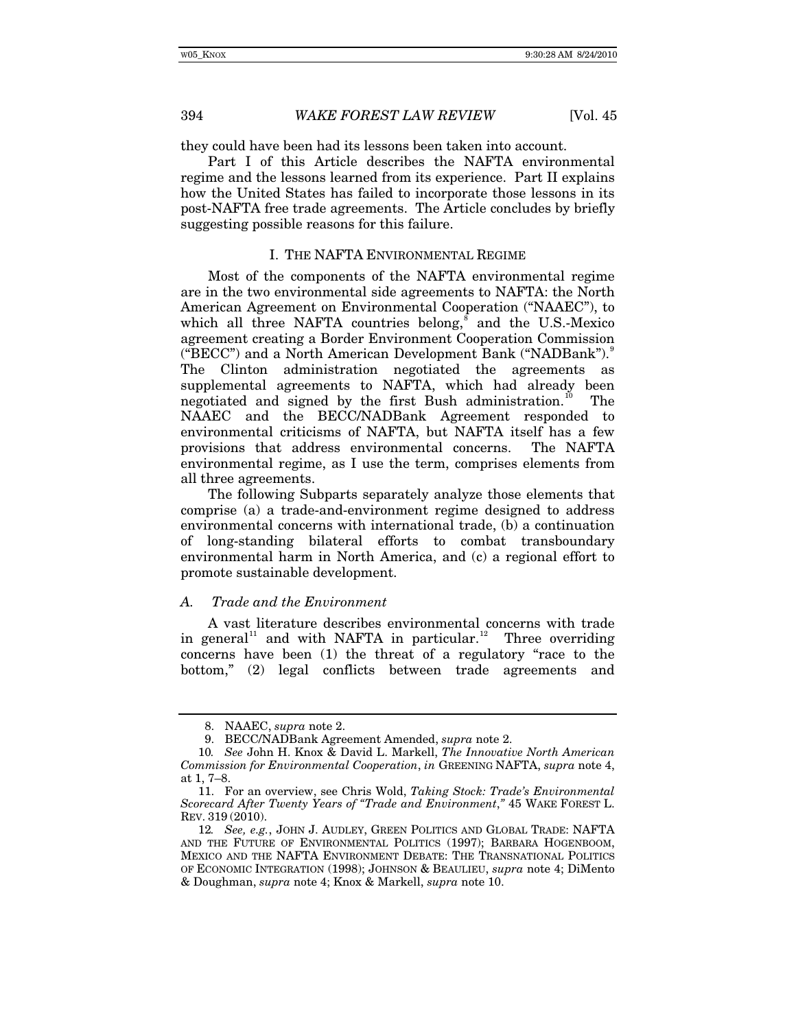they could have been had its lessons been taken into account.

Part I of this Article describes the NAFTA environmental regime and the lessons learned from its experience. Part II explains how the United States has failed to incorporate those lessons in its post-NAFTA free trade agreements. The Article concludes by briefly suggesting possible reasons for this failure.

## I. The NAFTA Environmental Regime

Most of the components of the NAFTA environmental regime are in the two environmental side agreements to NAFTA: the North American Agreement on Environmental Cooperation ("NAAEC"), to which all three NAFTA countries belong,[8] and the U.S.-Mexico agreement creating a Border Environment Cooperation Commission ("BECC") and a North American Development Bank ("NADBank").[9] The Clinton administration negotiated the agreements as supplemental agreements to NAFTA, which had already been negotiated and signed by the first Bush administration.[10] The NAAEC and the BECC/NADBank Agreement responded to environmental criticisms of NAFTA, but NAFTA itself has a few provisions that address environmental concerns. The NAFTA environmental regime, as I use the term, comprises elements from all three agreements.

The following Subparts separately analyze those elements that comprise (a) a trade-and-environment regime designed to address environmental concerns with international trade, (b) a continuation of long-standing bilateral efforts to combat transboundary environmental harm in North America, and (c) a regional effort to promote sustainable development.

### A. *Trade and the Environment*

A vast literature describes environmental concerns with trade in general[11] and with NAFTA in particular.[12] Three overriding concerns have been (1) the threat of a regulatory "race to the bottom," (2) legal conflicts between trade agreements and

---

8. NAAEC, *supra* note 2.

9. BECC/NADBank Agreement Amended, *supra* note 2.

10. *See* John H. Knox & David L. Markell, *The Innovative North American Commission for Environmental Cooperation*, *in* GREENING NAFTA, *supra* note 4, at 1, 7–8.

11. For an overview, see Chris Wold, *Taking Stock: Trade's Environmental Scorecard After Twenty Years of "Trade and Environment*,*"* 45 WAKE FOREST L. REV. 319 (2010).

12. *See, e.g.*, JOHN J. AUDLEY, GREEN POLITICS AND GLOBAL TRADE: NAFTA AND THE FUTURE OF ENVIRONMENTAL POLITICS (1997); BARBARA HOGENBOOM, MEXICO AND THE NAFTA ENVIRONMENT DEBATE: THE TRANSNATIONAL POLITICS OF ECONOMIC INTEGRATION (1998); JOHNSON & BEAULIEU, *supra* note 4; DiMento & Doughman, *supra* note 4; Knox & Markell, *supra* note 10.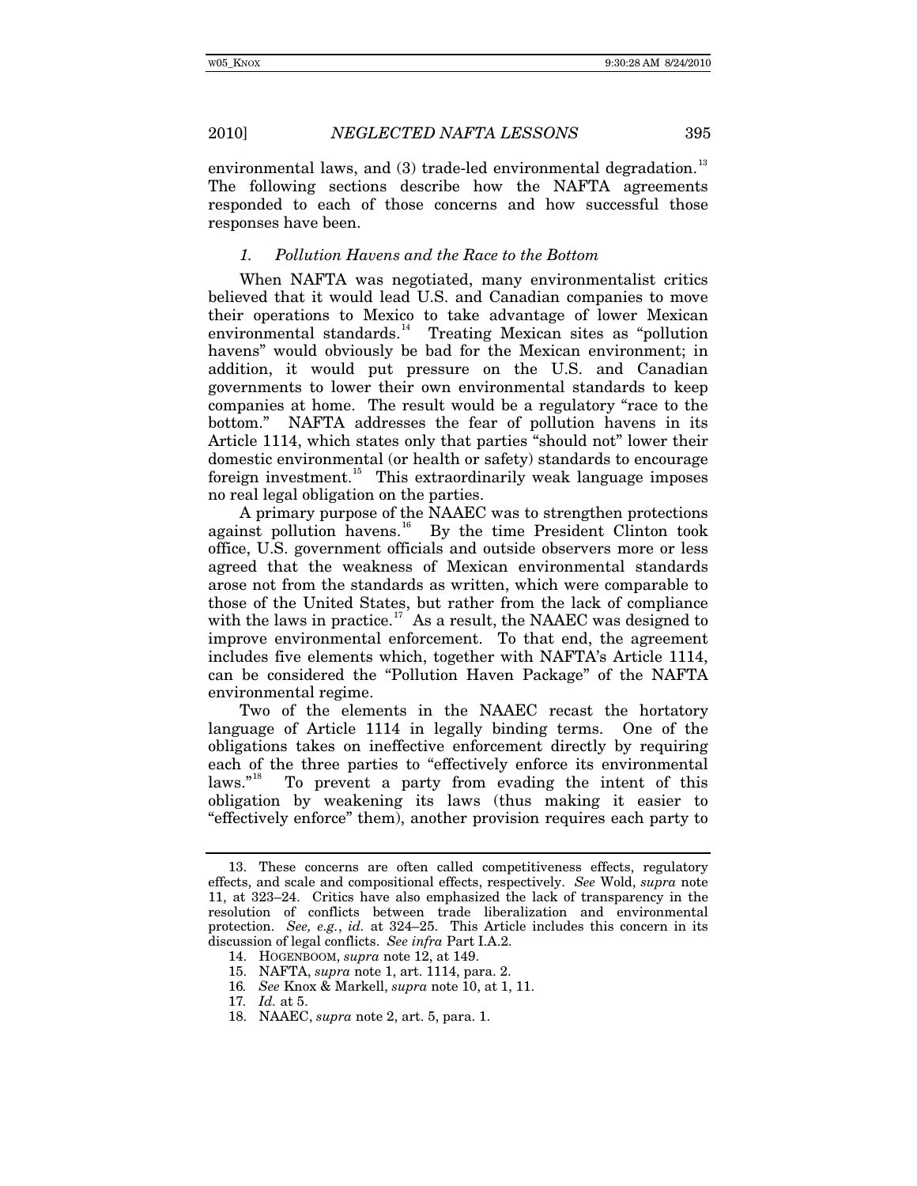environmental laws, and (3) trade-led environmental degradation.[13] The following sections describe how the NAFTA agreements responded to each of those concerns and how successful those responses have been.

### *1. Pollution Havens and the Race to the Bottom*

When NAFTA was negotiated, many environmentalist critics believed that it would lead U.S. and Canadian companies to move their operations to Mexico to take advantage of lower Mexican environmental standards.[14] Treating Mexican sites as "pollution havens" would obviously be bad for the Mexican environment; in addition, it would put pressure on the U.S. and Canadian governments to lower their own environmental standards to keep companies at home. The result would be a regulatory "race to the bottom." NAFTA addresses the fear of pollution havens in its Article 1114, which states only that parties "should not" lower their domestic environmental (or health or safety) standards to encourage foreign investment.[15] This extraordinarily weak language imposes no real legal obligation on the parties.

A primary purpose of the NAAEC was to strengthen protections against pollution havens.[16] By the time President Clinton took office, U.S. government officials and outside observers more or less agreed that the weakness of Mexican environmental standards arose not from the standards as written, which were comparable to those of the United States, but rather from the lack of compliance with the laws in practice.[17] As a result, the NAAEC was designed to improve environmental enforcement. To that end, the agreement includes five elements which, together with NAFTA's Article 1114, can be considered the "Pollution Haven Package" of the NAFTA environmental regime.

Two of the elements in the NAAEC recast the hortatory language of Article 1114 in legally binding terms. One of the obligations takes on ineffective enforcement directly by requiring each of the three parties to "effectively enforce its environmental laws."[18] To prevent a party from evading the intent of this obligation by weakening its laws (thus making it easier to "effectively enforce" them), another provision requires each party to

---

13. These concerns are often called competitiveness effects, regulatory effects, and scale and compositional effects, respectively. *See* Wold, *supra* note 11, at 323–24. Critics have also emphasized the lack of transparency in the resolution of conflicts between trade liberalization and environmental protection. *See, e.g.*, *id.* at 324–25. This Article includes this concern in its discussion of legal conflicts. *See infra* Part I.A.2.

14. HOGENBOOM, *supra* note 12, at 149.

15. NAFTA, *supra* note 1, art. 1114, para. 2.

16. *See* Knox & Markell, *supra* note 10, at 1, 11.

17. *Id.* at 5.

18. NAAEC, *supra* note 2, art. 5, para. 1.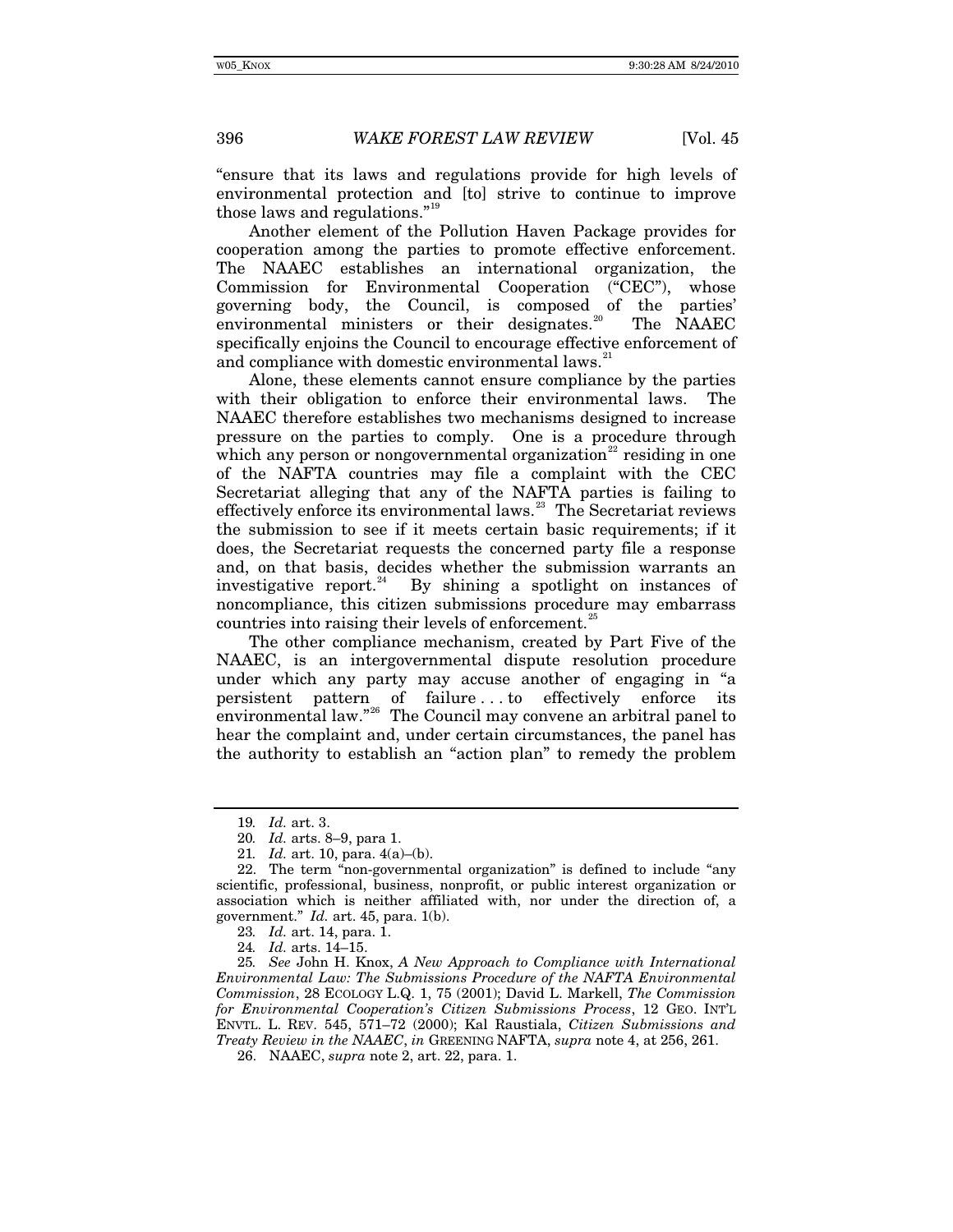"ensure that its laws and regulations provide for high levels of environmental protection and [to] strive to continue to improve those laws and regulations."[19]

Another element of the Pollution Haven Package provides for cooperation among the parties to promote effective enforcement. The NAAEC establishes an international organization, the Commission for Environmental Cooperation ("CEC"), whose governing body, the Council, is composed of the parties' environmental ministers or their designates.[20] The NAAEC specifically enjoins the Council to encourage effective enforcement of and compliance with domestic environmental laws.[21]

Alone, these elements cannot ensure compliance by the parties with their obligation to enforce their environmental laws. The NAAEC therefore establishes two mechanisms designed to increase pressure on the parties to comply. One is a procedure through which any person or nongovernmental organization[22] residing in one of the NAFTA countries may file a complaint with the CEC Secretariat alleging that any of the NAFTA parties is failing to effectively enforce its environmental laws.[23] The Secretariat reviews the submission to see if it meets certain basic requirements; if it does, the Secretariat requests the concerned party file a response and, on that basis, decides whether the submission warrants an investigative report.[24] By shining a spotlight on instances of noncompliance, this citizen submissions procedure may embarrass countries into raising their levels of enforcement.[25]

The other compliance mechanism, created by Part Five of the NAAEC, is an intergovernmental dispute resolution procedure under which any party may accuse another of engaging in "a persistent pattern of failure . . . to effectively enforce its environmental law."[26] The Council may convene an arbitral panel to hear the complaint and, under certain circumstances, the panel has the authority to establish an "action plan" to remedy the problem

---

19. *Id.* art. 3.

20. *Id.* arts. 8–9, para 1.

21. *Id.* art. 10, para. 4(a)–(b).

22. The term "non-governmental organization" is defined to include "any scientific, professional, business, nonprofit, or public interest organization or association which is neither affiliated with, nor under the direction of, a government." *Id.* art. 45, para. 1(b).

23. *Id.* art. 14, para. 1.

24. *Id.* arts. 14–15.

25. *See* John H. Knox, *A New Approach to Compliance with International Environmental Law: The Submissions Procedure of the NAFTA Environmental Commission*, 28 ECOLOGY L.Q. 1, 75 (2001); David L. Markell, *The Commission for Environmental Cooperation's Citizen Submissions Process*, 12 GEO. INT'L ENVTL. L. REV. 545, 571–72 (2000); Kal Raustiala, *Citizen Submissions and Treaty Review in the NAAEC*, *in* GREENING NAFTA, *supra* note 4, at 256, 261.

26. NAAEC, *supra* note 2, art. 22, para. 1.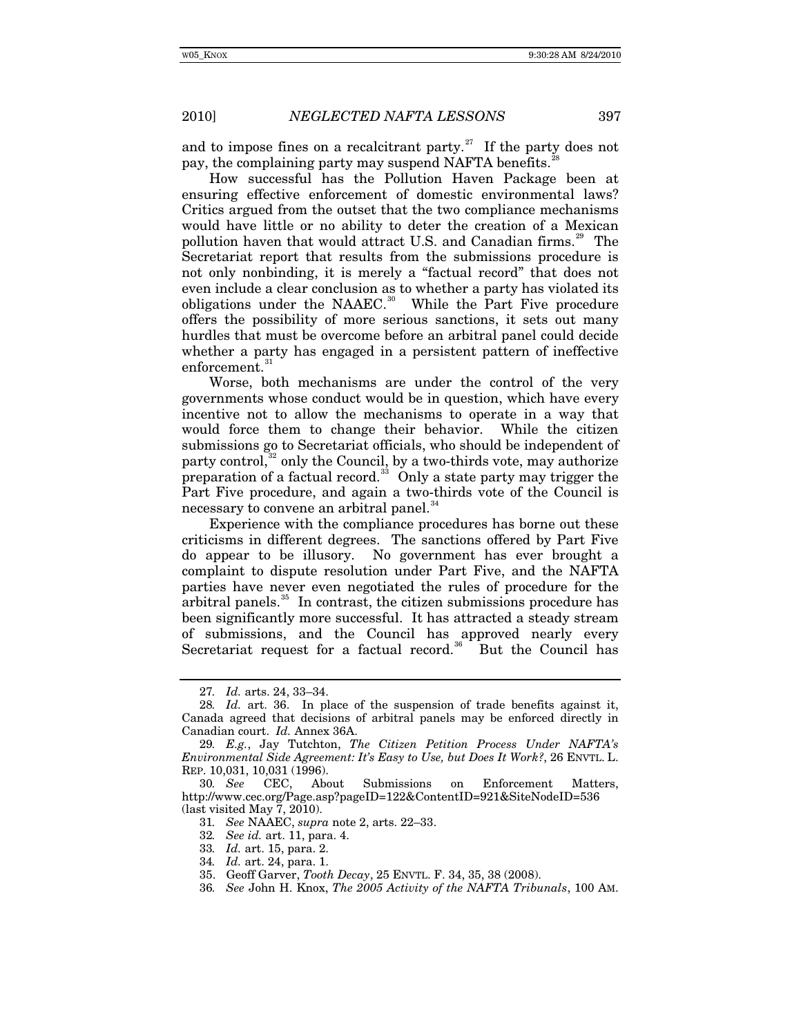and to impose fines on a recalcitrant party.[27] If the party does not pay, the complaining party may suspend NAFTA benefits.[28]

How successful has the Pollution Haven Package been at ensuring effective enforcement of domestic environmental laws? Critics argued from the outset that the two compliance mechanisms would have little or no ability to deter the creation of a Mexican pollution haven that would attract U.S. and Canadian firms.[29] The Secretariat report that results from the submissions procedure is not only nonbinding, it is merely a "factual record" that does not even include a clear conclusion as to whether a party has violated its obligations under the NAAEC.[30] While the Part Five procedure offers the possibility of more serious sanctions, it sets out many hurdles that must be overcome before an arbitral panel could decide whether a party has engaged in a persistent pattern of ineffective enforcement.[31]

Worse, both mechanisms are under the control of the very governments whose conduct would be in question, which have every incentive not to allow the mechanisms to operate in a way that would force them to change their behavior. While the citizen submissions go to Secretariat officials, who should be independent of party control,[32] only the Council, by a two-thirds vote, may authorize preparation of a factual record.[33] Only a state party may trigger the Part Five procedure, and again a two-thirds vote of the Council is necessary to convene an arbitral panel.[34]

Experience with the compliance procedures has borne out these criticisms in different degrees. The sanctions offered by Part Five do appear to be illusory. No government has ever brought a complaint to dispute resolution under Part Five, and the NAFTA parties have never even negotiated the rules of procedure for the arbitral panels.[35] In contrast, the citizen submissions procedure has been significantly more successful. It has attracted a steady stream of submissions, and the Council has approved nearly every Secretariat request for a factual record.[36] But the Council has

---

27. *Id.* arts. 24, 33–34.

28. *Id.* art. 36. In place of the suspension of trade benefits against it, Canada agreed that decisions of arbitral panels may be enforced directly in Canadian court. *Id.* Annex 36A.

29. *E.g.*, Jay Tutchton, *The Citizen Petition Process Under NAFTA's Environmental Side Agreement: It's Easy to Use, but Does It Work?*, 26 ENVTL. L. REP. 10,031, 10,031 (1996).

30. *See* CEC, About Submissions on Enforcement Matters, http://www.cec.org/Page.asp?pageID=122&ContentID=921&SiteNodeID=536 (last visited May 7, 2010).

31. *See* NAAEC, *supra* note 2, arts. 22–33.

32. *See id.* art. 11, para. 4.

33. *Id.* art. 15, para. 2.

34. *Id.* art. 24, para. 1.

35. Geoff Garver, *Tooth Decay*, 25 ENVTL. F. 34, 35, 38 (2008).

36. *See* John H. Knox, *The 2005 Activity of the NAFTA Tribunals*, 100 AM.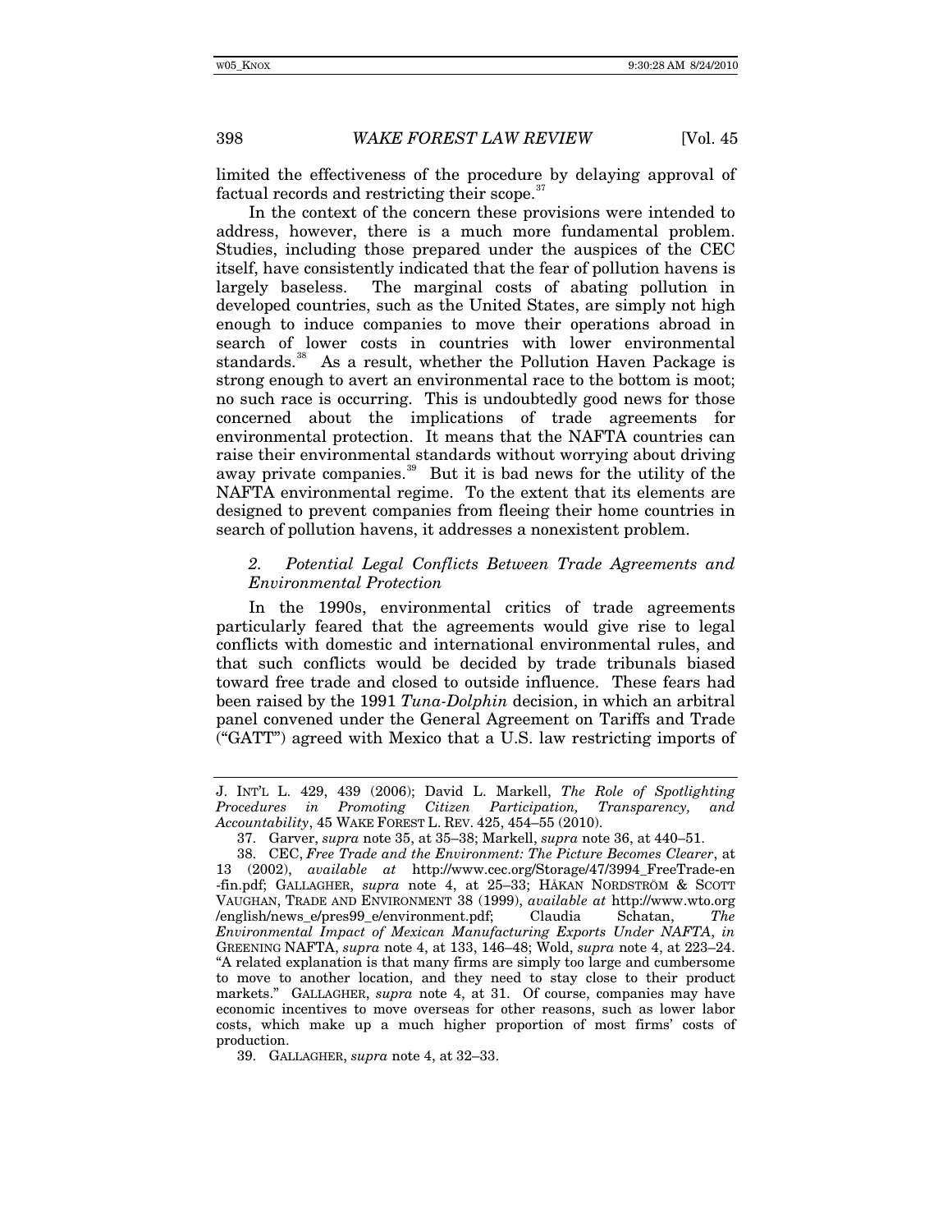limited the effectiveness of the procedure by delaying approval of factual records and restricting their scope.[37]

In the context of the concern these provisions were intended to address, however, there is a much more fundamental problem. Studies, including those prepared under the auspices of the CEC itself, have consistently indicated that the fear of pollution havens is largely baseless. The marginal costs of abating pollution in developed countries, such as the United States, are simply not high enough to induce companies to move their operations abroad in search of lower costs in countries with lower environmental standards.[38] As a result, whether the Pollution Haven Package is strong enough to avert an environmental race to the bottom is moot; no such race is occurring. This is undoubtedly good news for those concerned about the implications of trade agreements for environmental protection. It means that the NAFTA countries can raise their environmental standards without worrying about driving away private companies.[39] But it is bad news for the utility of the NAFTA environmental regime. To the extent that its elements are designed to prevent companies from fleeing their home countries in search of pollution havens, it addresses a nonexistent problem.

### 2. *Potential Legal Conflicts Between Trade Agreements and Environmental Protection*

In the 1990s, environmental critics of trade agreements particularly feared that the agreements would give rise to legal conflicts with domestic and international environmental rules, and that such conflicts would be decided by trade tribunals biased toward free trade and closed to outside influence. These fears had been raised by the 1991 *Tuna-Dolphin* decision, in which an arbitral panel convened under the General Agreement on Tariffs and Trade ("GATT") agreed with Mexico that a U.S. law restricting imports of

---

J. INT'L L. 429, 439 (2006); David L. Markell, *The Role of Spotlighting Procedures in Promoting Citizen Participation, Transparency, and Accountability*, 45 WAKE FOREST L. REV. 425, 454–55 (2010).

37. Garver, *supra* note 35, at 35–38; Markell, *supra* note 36, at 440–51.

38. CEC, *Free Trade and the Environment: The Picture Becomes Clearer*, at 13 (2002), *available at* http://www.cec.org/Storage/47/3994_FreeTrade-en-fin.pdf; GALLAGHER, *supra* note 4, at 25–33; HÅKAN NORDSTRÖM & SCOTT VAUGHAN, TRADE AND ENVIRONMENT 38 (1999), *available at* http://www.wto.org/english/news_e/pres99_e/environment.pdf; Claudia Schatan, *The Environmental Impact of Mexican Manufacturing Exports Under NAFTA*, *in* GREENING NAFTA, *supra* note 4, at 133, 146–48; Wold, *supra* note 4, at 223–24. "A related explanation is that many firms are simply too large and cumbersome to move to another location, and they need to stay close to their product markets." GALLAGHER, *supra* note 4, at 31. Of course, companies may have economic incentives to move overseas for other reasons, such as lower labor costs, which make up a much higher proportion of most firms' costs of production.

39. GALLAGHER, *supra* note 4, at 32–33.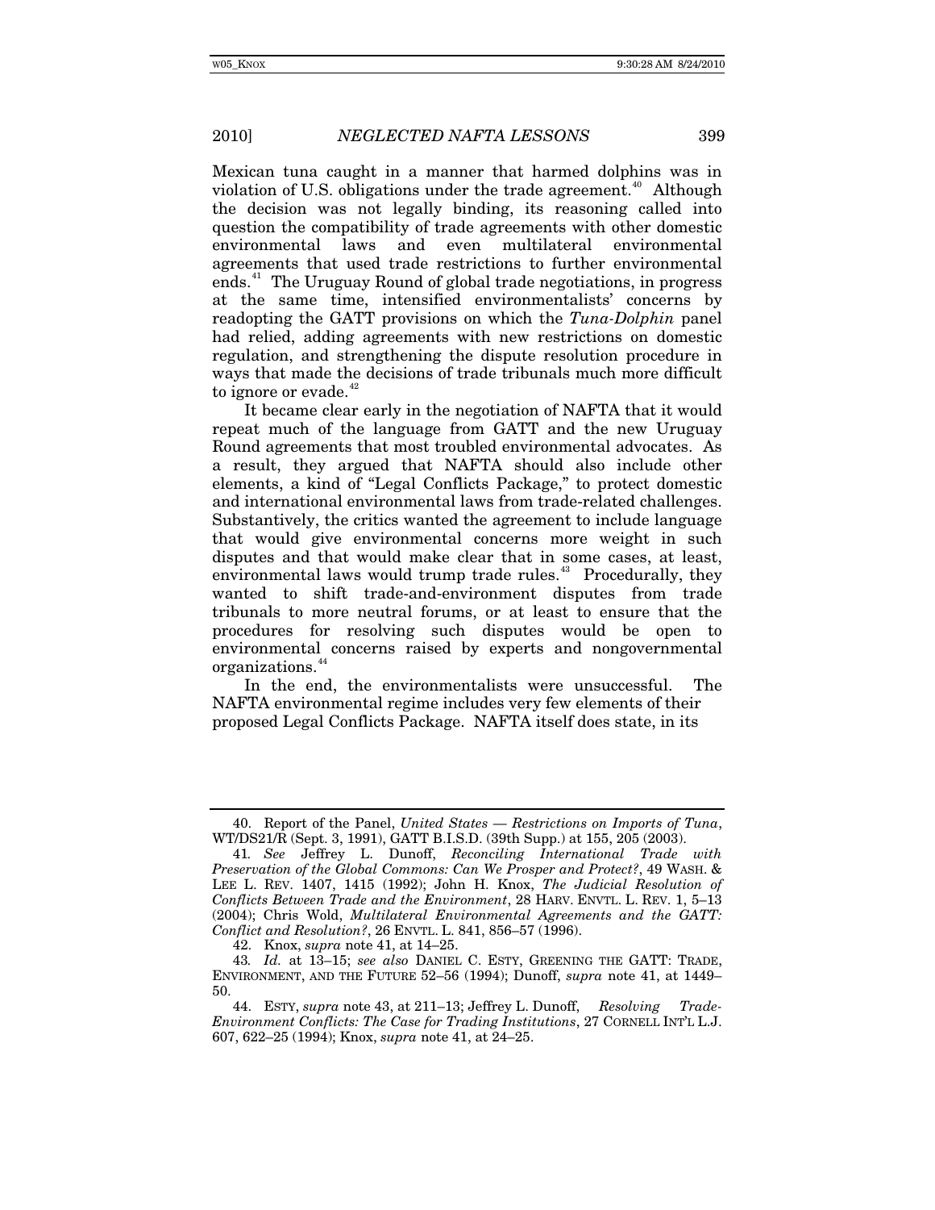Mexican tuna caught in a manner that harmed dolphins was in violation of U.S. obligations under the trade agreement.[40] Although the decision was not legally binding, its reasoning called into question the compatibility of trade agreements with other domestic environmental laws and even multilateral environmental agreements that used trade restrictions to further environmental ends.[41] The Uruguay Round of global trade negotiations, in progress at the same time, intensified environmentalists' concerns by readopting the GATT provisions on which the *Tuna-Dolphin* panel had relied, adding agreements with new restrictions on domestic regulation, and strengthening the dispute resolution procedure in ways that made the decisions of trade tribunals much more difficult to ignore or evade.[42]

It became clear early in the negotiation of NAFTA that it would repeat much of the language from GATT and the new Uruguay Round agreements that most troubled environmental advocates. As a result, they argued that NAFTA should also include other elements, a kind of "Legal Conflicts Package," to protect domestic and international environmental laws from trade-related challenges. Substantively, the critics wanted the agreement to include language that would give environmental concerns more weight in such disputes and that would make clear that in some cases, at least, environmental laws would trump trade rules.[43] Procedurally, they wanted to shift trade-and-environment disputes from trade tribunals to more neutral forums, or at least to ensure that the procedures for resolving such disputes would be open to environmental concerns raised by experts and nongovernmental organizations.[44]

In the end, the environmentalists were unsuccessful. The NAFTA environmental regime includes very few elements of their proposed Legal Conflicts Package. NAFTA itself does state, in its

---

40. Report of the Panel, *United States — Restrictions on Imports of Tuna*, WT/DS21/R (Sept. 3, 1991), GATT B.I.S.D. (39th Supp.) at 155, 205 (2003).

41. *See* Jeffrey L. Dunoff, *Reconciling International Trade with Preservation of the Global Commons: Can We Prosper and Protect?*, 49 WASH. & LEE L. REV. 1407, 1415 (1992); John H. Knox, *The Judicial Resolution of Conflicts Between Trade and the Environment*, 28 HARV. ENVTL. L. REV. 1, 5–13 (2004); Chris Wold, *Multilateral Environmental Agreements and the GATT: Conflict and Resolution?*, 26 ENVTL. L. 841, 856–57 (1996).

42. Knox, *supra* note 41, at 14–25.

43. *Id.* at 13–15; *see also* DANIEL C. ESTY, GREENING THE GATT: TRADE, ENVIRONMENT, AND THE FUTURE 52–56 (1994); Dunoff, *supra* note 41, at 1449–50.

44. ESTY, *supra* note 43, at 211–13; Jeffrey L. Dunoff, *Resolving Trade-Environment Conflicts: The Case for Trading Institutions*, 27 CORNELL INT'L L.J. 607, 622–25 (1994); Knox, *supra* note 41, at 24–25.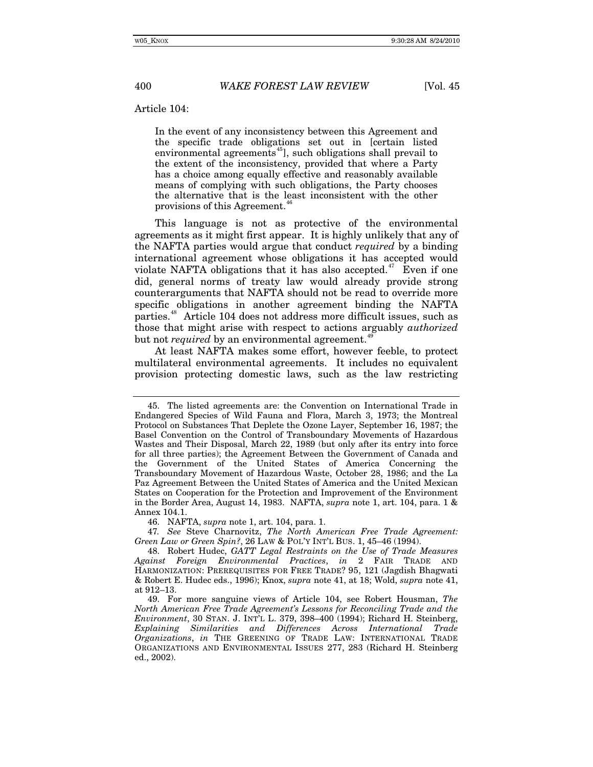Article 104:

> In the event of any inconsistency between this Agreement and the specific trade obligations set out in [certain listed environmental agreements[45]], such obligations shall prevail to the extent of the inconsistency, provided that where a Party has a choice among equally effective and reasonably available means of complying with such obligations, the Party chooses the alternative that is the least inconsistent with the other provisions of this Agreement.[46]

This language is not as protective of the environmental agreements as it might first appear. It is highly unlikely that any of the NAFTA parties would argue that conduct *required* by a binding international agreement whose obligations it has accepted would violate NAFTA obligations that it has also accepted.[47] Even if one did, general norms of treaty law would already provide strong counterarguments that NAFTA should not be read to override more specific obligations in another agreement binding the NAFTA parties.[48] Article 104 does not address more difficult issues, such as those that might arise with respect to actions arguably *authorized* but not *required* by an environmental agreement.[49]

At least NAFTA makes some effort, however feeble, to protect multilateral environmental agreements. It includes no equivalent provision protecting domestic laws, such as the law restricting

---

45. The listed agreements are: the Convention on International Trade in Endangered Species of Wild Fauna and Flora, March 3, 1973; the Montreal Protocol on Substances That Deplete the Ozone Layer, September 16, 1987; the Basel Convention on the Control of Transboundary Movements of Hazardous Wastes and Their Disposal, March 22, 1989 (but only after its entry into force for all three parties); the Agreement Between the Government of Canada and the Government of the United States of America Concerning the Transboundary Movement of Hazardous Waste, October 28, 1986; and the La Paz Agreement Between the United States of America and the United Mexican States on Cooperation for the Protection and Improvement of the Environment in the Border Area, August 14, 1983. NAFTA, *supra* note 1, art. 104, para. 1 & Annex 104.1.

46. NAFTA, *supra* note 1, art. 104, para. 1.

47. *See* Steve Charnovitz, *The North American Free Trade Agreement: Green Law or Green Spin?*, 26 LAW & POL'Y INT'L BUS. 1, 45–46 (1994).

48. Robert Hudec, *GATT Legal Restraints on the Use of Trade Measures Against Foreign Environmental Practices*, *in* 2 FAIR TRADE AND HARMONIZATION: PREREQUISITES FOR FREE TRADE? 95, 121 (Jagdish Bhagwati & Robert E. Hudec eds., 1996); Knox, *supra* note 41, at 18; Wold, *supra* note 41, at 912–13.

49. For more sanguine views of Article 104, see Robert Housman, *The North American Free Trade Agreement's Lessons for Reconciling Trade and the Environment*, 30 STAN. J. INT'L L. 379, 398–400 (1994); Richard H. Steinberg, *Explaining Similarities and Differences Across International Trade Organizations*, *in* THE GREENING OF TRADE LAW: INTERNATIONAL TRADE ORGANIZATIONS AND ENVIRONMENTAL ISSUES 277, 283 (Richard H. Steinberg ed., 2002).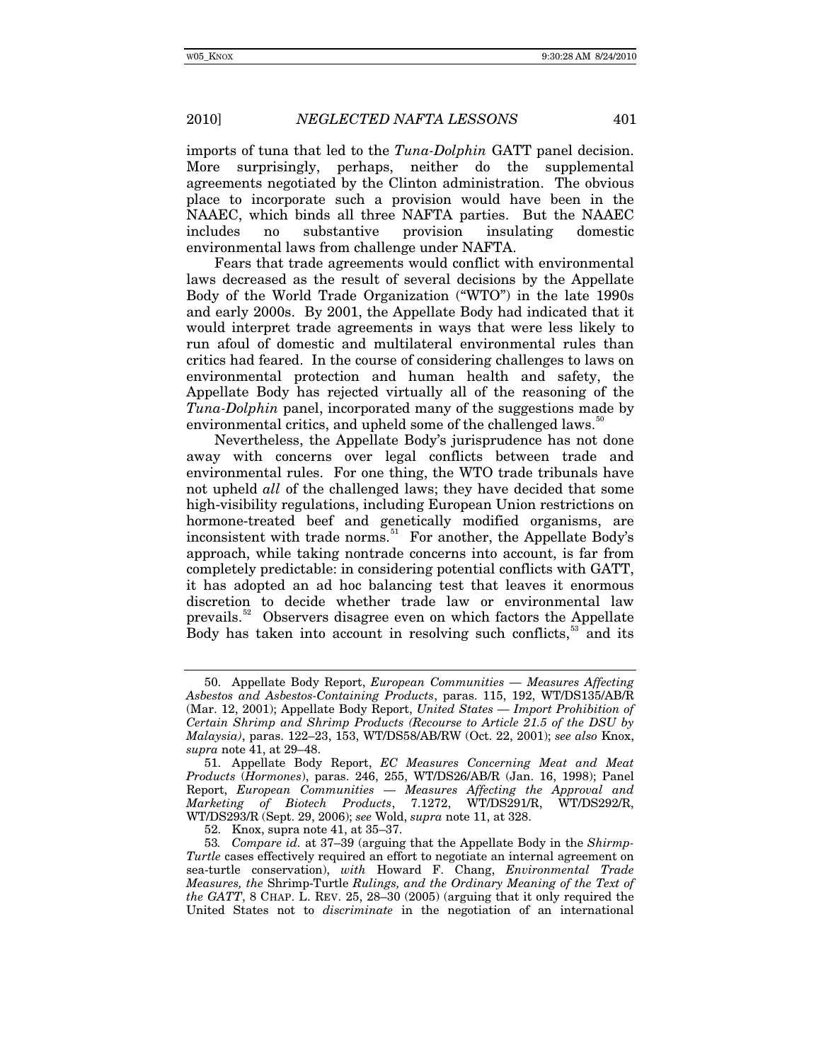imports of tuna that led to the *Tuna-Dolphin* GATT panel decision. More surprisingly, perhaps, neither do the supplemental agreements negotiated by the Clinton administration. The obvious place to incorporate such a provision would have been in the NAAEC, which binds all three NAFTA parties. But the NAAEC includes no substantive provision insulating domestic environmental laws from challenge under NAFTA.

Fears that trade agreements would conflict with environmental laws decreased as the result of several decisions by the Appellate Body of the World Trade Organization ("WTO") in the late 1990s and early 2000s. By 2001, the Appellate Body had indicated that it would interpret trade agreements in ways that were less likely to run afoul of domestic and multilateral environmental rules than critics had feared. In the course of considering challenges to laws on environmental protection and human health and safety, the Appellate Body has rejected virtually all of the reasoning of the *Tuna-Dolphin* panel, incorporated many of the suggestions made by environmental critics, and upheld some of the challenged laws.[50]

Nevertheless, the Appellate Body's jurisprudence has not done away with concerns over legal conflicts between trade and environmental rules. For one thing, the WTO trade tribunals have not upheld *all* of the challenged laws; they have decided that some high-visibility regulations, including European Union restrictions on hormone-treated beef and genetically modified organisms, are inconsistent with trade norms.[51] For another, the Appellate Body's approach, while taking nontrade concerns into account, is far from completely predictable: in considering potential conflicts with GATT, it has adopted an ad hoc balancing test that leaves it enormous discretion to decide whether trade law or environmental law prevails.[52] Observers disagree even on which factors the Appellate Body has taken into account in resolving such conflicts,[53] and its

---

50. Appellate Body Report, *European Communities — Measures Affecting Asbestos and Asbestos-Containing Products*, paras. 115, 192, WT/DS135/AB/R (Mar. 12, 2001); Appellate Body Report, *United States — Import Prohibition of Certain Shrimp and Shrimp Products (Recourse to Article 21.5 of the DSU by Malaysia)*, paras. 122–23, 153, WT/DS58/AB/RW (Oct. 22, 2001); *see also* Knox, *supra* note 41, at 29–48.

51. Appellate Body Report, *EC Measures Concerning Meat and Meat Products* (*Hormones*), paras. 246, 255, WT/DS26/AB/R (Jan. 16, 1998); Panel Report, *European Communities — Measures Affecting the Approval and Marketing of Biotech Products*, 7.1272, WT/DS291/R, WT/DS292/R, WT/DS293/R (Sept. 29, 2006); *see* Wold, *supra* note 11, at 328.

52. Knox, supra note 41, at 35–37.

53. *Compare id.* at 37–39 (arguing that the Appellate Body in the *Shirmp-Turtle* cases effectively required an effort to negotiate an internal agreement on sea-turtle conservation), *with* Howard F. Chang, *Environmental Trade Measures, the* Shrimp-Turtle *Rulings, and the Ordinary Meaning of the Text of the GATT*, 8 CHAP. L. REV. 25, 28–30 (2005) (arguing that it only required the United States not to *discriminate* in the negotiation of an international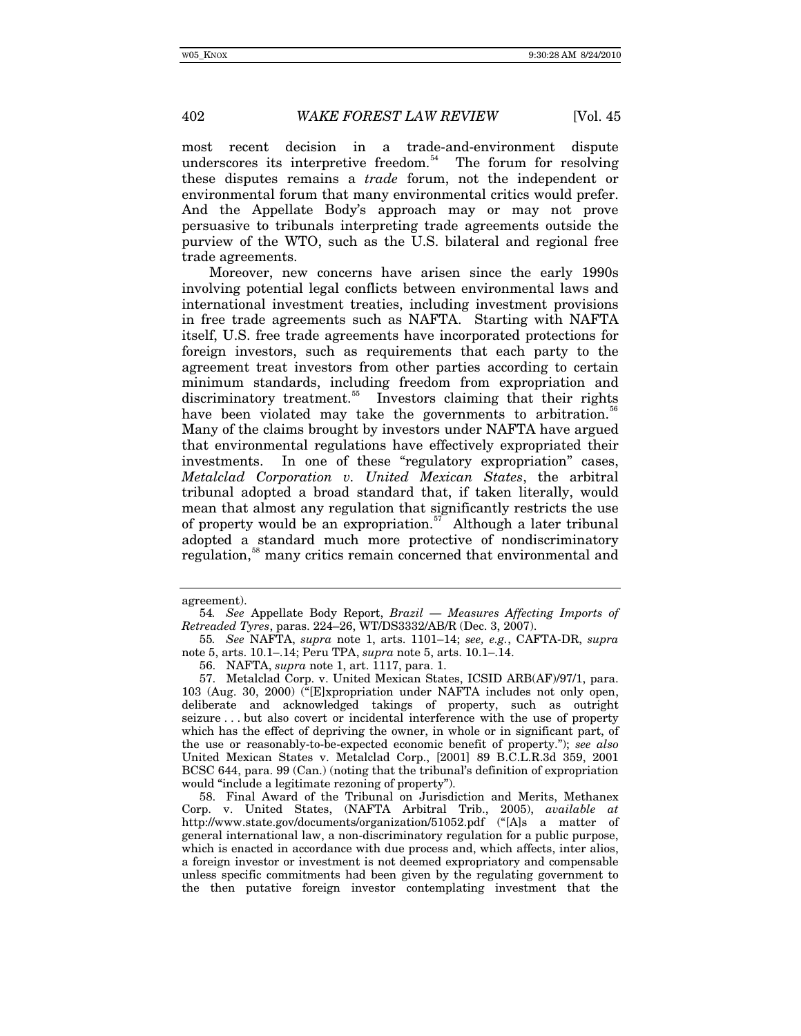most recent decision in a trade-and-environment dispute underscores its interpretive freedom.[54] The forum for resolving these disputes remains a *trade* forum, not the independent or environmental forum that many environmental critics would prefer. And the Appellate Body's approach may or may not prove persuasive to tribunals interpreting trade agreements outside the purview of the WTO, such as the U.S. bilateral and regional free trade agreements.

Moreover, new concerns have arisen since the early 1990s involving potential legal conflicts between environmental laws and international investment treaties, including investment provisions in free trade agreements such as NAFTA. Starting with NAFTA itself, U.S. free trade agreements have incorporated protections for foreign investors, such as requirements that each party to the agreement treat investors from other parties according to certain minimum standards, including freedom from expropriation and discriminatory treatment.[55] Investors claiming that their rights have been violated may take the governments to arbitration.[56] Many of the claims brought by investors under NAFTA have argued that environmental regulations have effectively expropriated their investments. In one of these "regulatory expropriation" cases, *Metalclad Corporation v. United Mexican States*, the arbitral tribunal adopted a broad standard that, if taken literally, would mean that almost any regulation that significantly restricts the use of property would be an expropriation.[57] Although a later tribunal adopted a standard much more protective of nondiscriminatory regulation,[58] many critics remain concerned that environmental and

---

agreement).

54. *See* Appellate Body Report, *Brazil — Measures Affecting Imports of Retreaded Tyres*, paras. 224–26, WT/DS3332/AB/R (Dec. 3, 2007).

55. *See* NAFTA, *supra* note 1, arts. 1101–14; *see, e.g.*, CAFTA-DR, *supra* note 5, arts. 10.1–.14; Peru TPA, *supra* note 5, arts. 10.1–.14.

56. NAFTA, *supra* note 1, art. 1117, para. 1.

57. Metalclad Corp. v. United Mexican States, ICSID ARB(AF)/97/1, para. 103 (Aug. 30, 2000) ("[E]xpropriation under NAFTA includes not only open, deliberate and acknowledged takings of property, such as outright seizure . . . but also covert or incidental interference with the use of property which has the effect of depriving the owner, in whole or in significant part, of the use or reasonably-to-be-expected economic benefit of property."); *see also* United Mexican States v. Metalclad Corp., [2001] 89 B.C.L.R.3d 359, 2001 BCSC 644, para. 99 (Can.) (noting that the tribunal's definition of expropriation would "include a legitimate rezoning of property").

58. Final Award of the Tribunal on Jurisdiction and Merits, Methanex Corp. v. United States, (NAFTA Arbitral Trib., 2005), *available at* http://www.state.gov/documents/organization/51052.pdf ("[A]s a matter of general international law, a non-discriminatory regulation for a public purpose, which is enacted in accordance with due process and, which affects, inter alios, a foreign investor or investment is not deemed expropriatory and compensable unless specific commitments had been given by the regulating government to the then putative foreign investor contemplating investment that the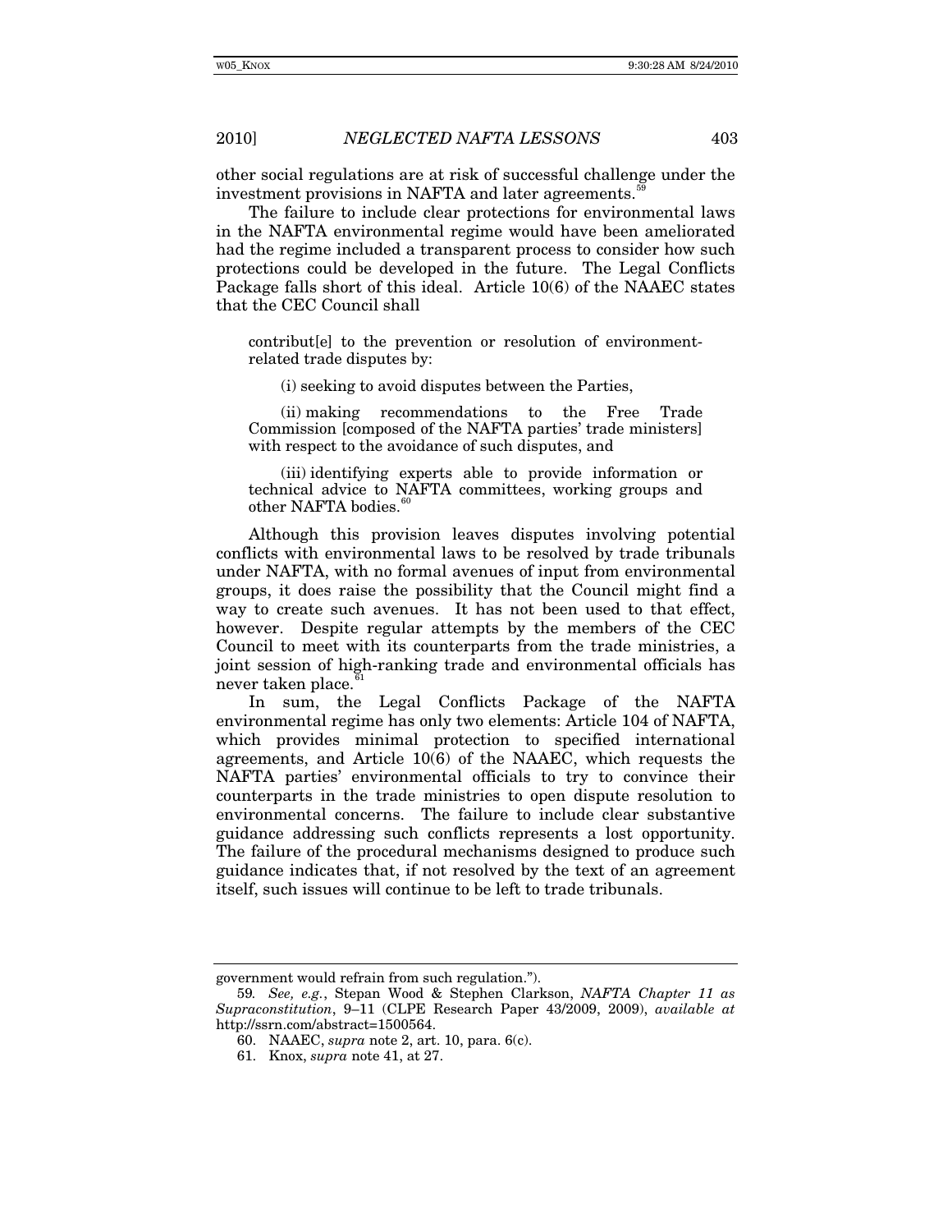other social regulations are at risk of successful challenge under the investment provisions in NAFTA and later agreements.[59]

The failure to include clear protections for environmental laws in the NAFTA environmental regime would have been ameliorated had the regime included a transparent process to consider how such protections could be developed in the future. The Legal Conflicts Package falls short of this ideal. Article 10(6) of the NAAEC states that the CEC Council shall

> contribut[e] to the prevention or resolution of environment-related trade disputes by:
>
> (i) seeking to avoid disputes between the Parties,
>
> (ii) making recommendations to the Free Trade Commission [composed of the NAFTA parties' trade ministers] with respect to the avoidance of such disputes, and
>
> (iii) identifying experts able to provide information or technical advice to NAFTA committees, working groups and other NAFTA bodies.[60]

Although this provision leaves disputes involving potential conflicts with environmental laws to be resolved by trade tribunals under NAFTA, with no formal avenues of input from environmental groups, it does raise the possibility that the Council might find a way to create such avenues. It has not been used to that effect, however. Despite regular attempts by the members of the CEC Council to meet with its counterparts from the trade ministries, a joint session of high-ranking trade and environmental officials has never taken place.[61]

In sum, the Legal Conflicts Package of the NAFTA environmental regime has only two elements: Article 104 of NAFTA, which provides minimal protection to specified international agreements, and Article 10(6) of the NAAEC, which requests the NAFTA parties' environmental officials to try to convince their counterparts in the trade ministries to open dispute resolution to environmental concerns. The failure to include clear substantive guidance addressing such conflicts represents a lost opportunity. The failure of the procedural mechanisms designed to produce such guidance indicates that, if not resolved by the text of an agreement itself, such issues will continue to be left to trade tribunals.

---

government would refrain from such regulation.").

59. *See, e.g.*, Stepan Wood & Stephen Clarkson, *NAFTA Chapter 11 as Supraconstitution*, 9–11 (CLPE Research Paper 43/2009, 2009), *available at* http://ssrn.com/abstract=1500564.

60. NAAEC, *supra* note 2, art. 10, para. 6(c).

61. Knox, *supra* note 41, at 27.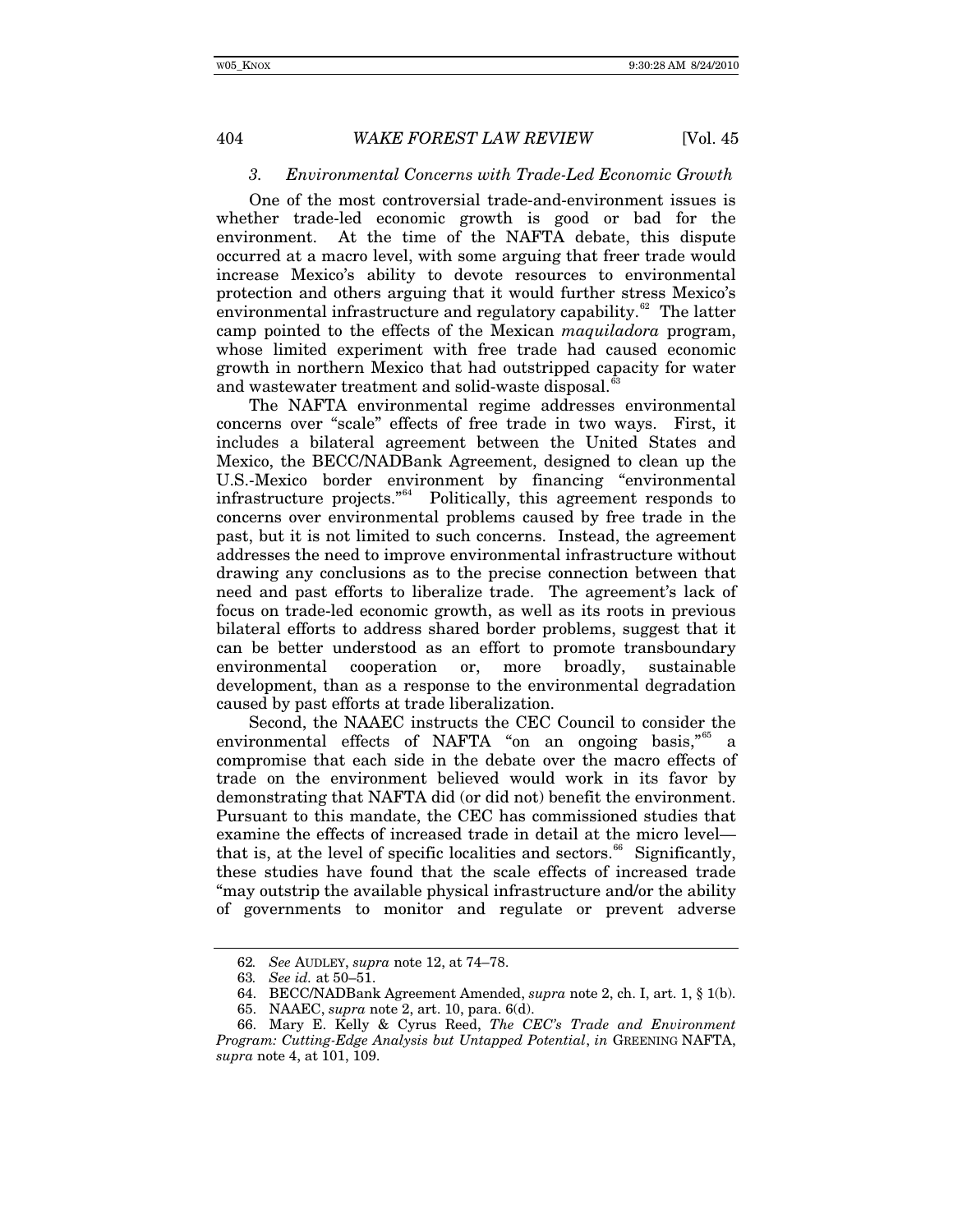### 3. *Environmental Concerns with Trade-Led Economic Growth*

One of the most controversial trade-and-environment issues is whether trade-led economic growth is good or bad for the environment. At the time of the NAFTA debate, this dispute occurred at a macro level, with some arguing that freer trade would increase Mexico's ability to devote resources to environmental protection and others arguing that it would further stress Mexico's environmental infrastructure and regulatory capability.[62] The latter camp pointed to the effects of the Mexican *maquiladora* program, whose limited experiment with free trade had caused economic growth in northern Mexico that had outstripped capacity for water and wastewater treatment and solid-waste disposal.[63]

The NAFTA environmental regime addresses environmental concerns over "scale" effects of free trade in two ways. First, it includes a bilateral agreement between the United States and Mexico, the BECC/NADBank Agreement, designed to clean up the U.S.-Mexico border environment by financing "environmental infrastructure projects."[64] Politically, this agreement responds to concerns over environmental problems caused by free trade in the past, but it is not limited to such concerns. Instead, the agreement addresses the need to improve environmental infrastructure without drawing any conclusions as to the precise connection between that need and past efforts to liberalize trade. The agreement's lack of focus on trade-led economic growth, as well as its roots in previous bilateral efforts to address shared border problems, suggest that it can be better understood as an effort to promote transboundary environmental cooperation or, more broadly, sustainable development, than as a response to the environmental degradation caused by past efforts at trade liberalization.

Second, the NAAEC instructs the CEC Council to consider the environmental effects of NAFTA "on an ongoing basis,"[65] a compromise that each side in the debate over the macro effects of trade on the environment believed would work in its favor by demonstrating that NAFTA did (or did not) benefit the environment. Pursuant to this mandate, the CEC has commissioned studies that examine the effects of increased trade in detail at the micro level—that is, at the level of specific localities and sectors.[66] Significantly, these studies have found that the scale effects of increased trade "may outstrip the available physical infrastructure and/or the ability of governments to monitor and regulate or prevent adverse

---

62. *See* AUDLEY, *supra* note 12, at 74–78.

63. *See id.* at 50–51.

64. BECC/NADBank Agreement Amended, *supra* note 2, ch. I, art. 1, § 1(b).

65. NAAEC, *supra* note 2, art. 10, para. 6(d).

66. Mary E. Kelly & Cyrus Reed, *The CEC's Trade and Environment Program: Cutting-Edge Analysis but Untapped Potential*, *in* GREENING NAFTA, *supra* note 4, at 101, 109.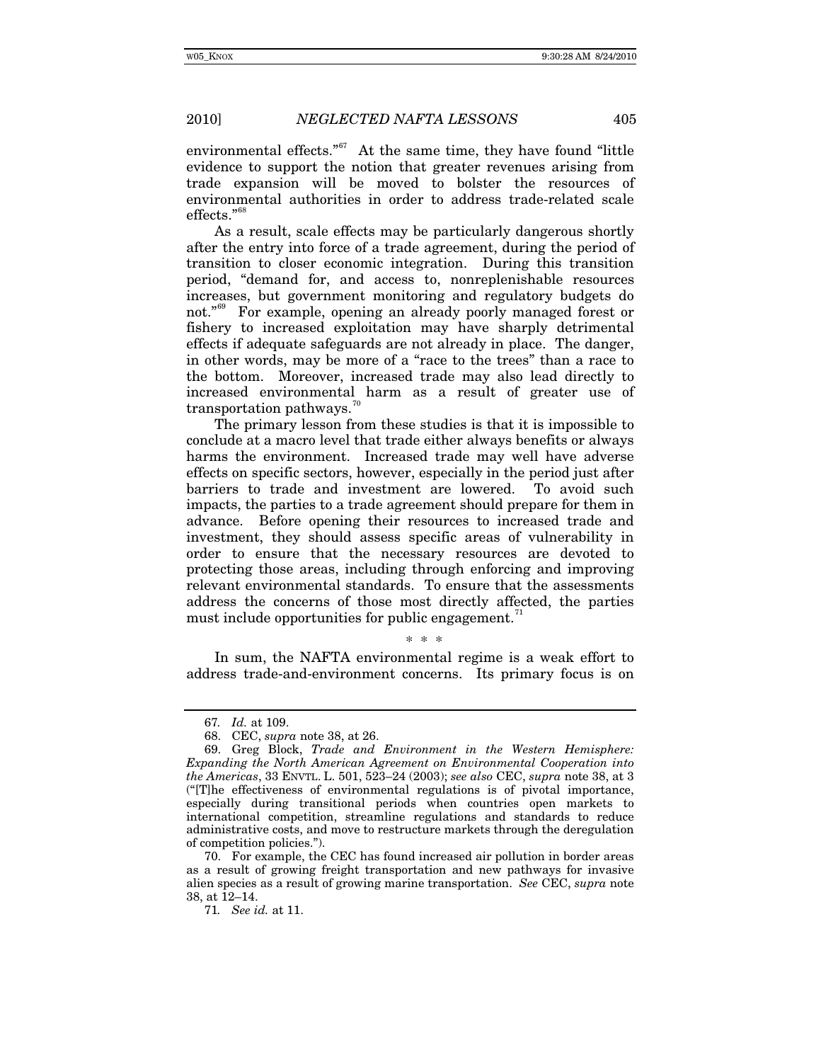environmental effects."[67] At the same time, they have found "little evidence to support the notion that greater revenues arising from trade expansion will be moved to bolster the resources of environmental authorities in order to address trade-related scale effects."[68]

As a result, scale effects may be particularly dangerous shortly after the entry into force of a trade agreement, during the period of transition to closer economic integration. During this transition period, "demand for, and access to, nonreplenishable resources increases, but government monitoring and regulatory budgets do not."[69] For example, opening an already poorly managed forest or fishery to increased exploitation may have sharply detrimental effects if adequate safeguards are not already in place. The danger, in other words, may be more of a "race to the trees" than a race to the bottom. Moreover, increased trade may also lead directly to increased environmental harm as a result of greater use of transportation pathways.[70]

The primary lesson from these studies is that it is impossible to conclude at a macro level that trade either always benefits or always harms the environment. Increased trade may well have adverse effects on specific sectors, however, especially in the period just after barriers to trade and investment are lowered. To avoid such impacts, the parties to a trade agreement should prepare for them in advance. Before opening their resources to increased trade and investment, they should assess specific areas of vulnerability in order to ensure that the necessary resources are devoted to protecting those areas, including through enforcing and improving relevant environmental standards. To ensure that the assessments address the concerns of those most directly affected, the parties must include opportunities for public engagement.[71]

\* \* \*

In sum, the NAFTA environmental regime is a weak effort to address trade-and-environment concerns. Its primary focus is on

---

67. *Id.* at 109.

68. CEC, *supra* note 38, at 26.

69. Greg Block, *Trade and Environment in the Western Hemisphere: Expanding the North American Agreement on Environmental Cooperation into the Americas*, 33 ENVTL. L. 501, 523–24 (2003); *see also* CEC, *supra* note 38, at 3 ("[T]he effectiveness of environmental regulations is of pivotal importance, especially during transitional periods when countries open markets to international competition, streamline regulations and standards to reduce administrative costs, and move to restructure markets through the deregulation of competition policies.").

70. For example, the CEC has found increased air pollution in border areas as a result of growing freight transportation and new pathways for invasive alien species as a result of growing marine transportation. *See* CEC, *supra* note 38, at 12–14.

71. *See id.* at 11.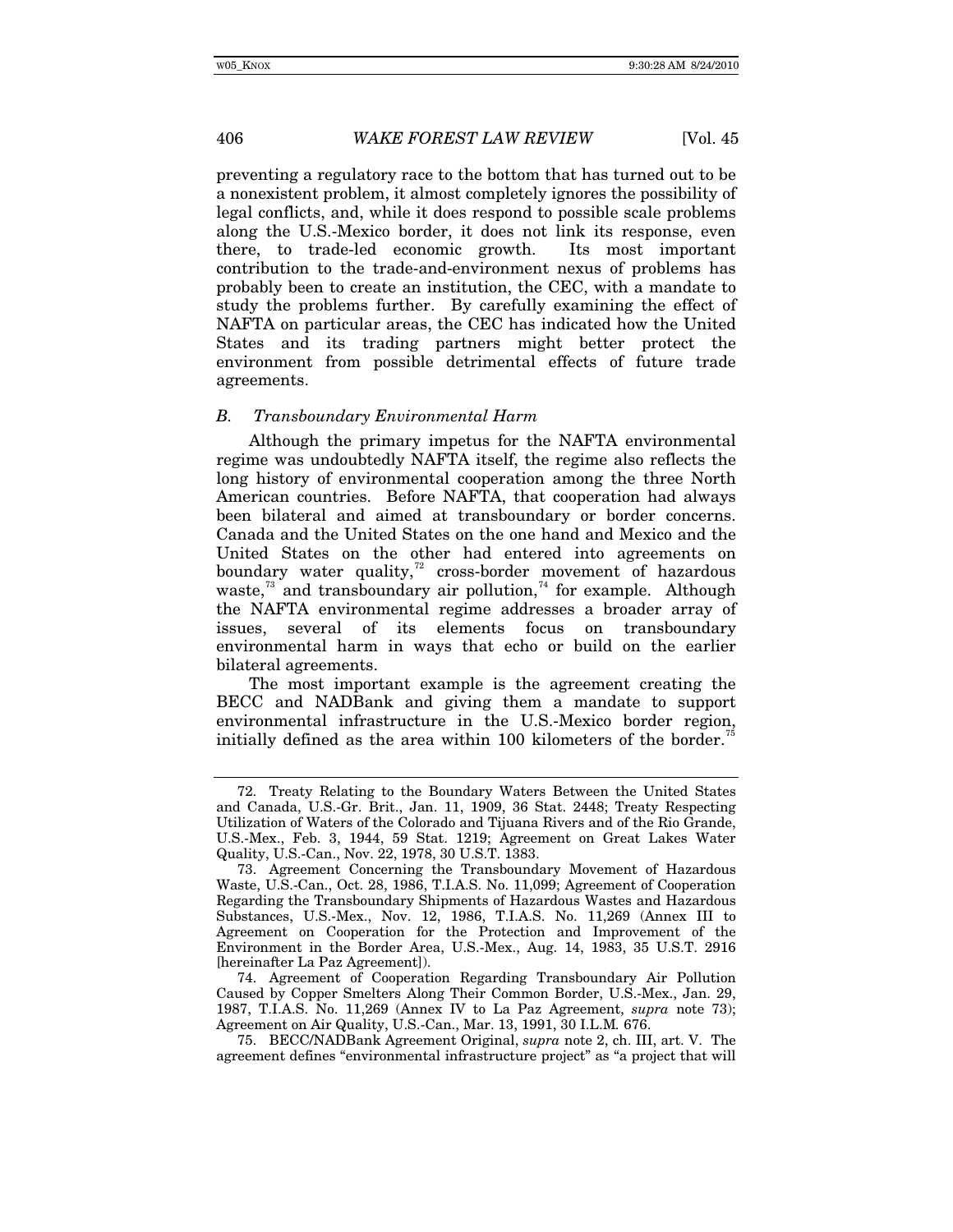preventing a regulatory race to the bottom that has turned out to be a nonexistent problem, it almost completely ignores the possibility of legal conflicts, and, while it does respond to possible scale problems along the U.S.-Mexico border, it does not link its response, even there, to trade-led economic growth. Its most important contribution to the trade-and-environment nexus of problems has probably been to create an institution, the CEC, with a mandate to study the problems further. By carefully examining the effect of NAFTA on particular areas, the CEC has indicated how the United States and its trading partners might better protect the environment from possible detrimental effects of future trade agreements.

### *B. Transboundary Environmental Harm*

Although the primary impetus for the NAFTA environmental regime was undoubtedly NAFTA itself, the regime also reflects the long history of environmental cooperation among the three North American countries. Before NAFTA, that cooperation had always been bilateral and aimed at transboundary or border concerns. Canada and the United States on the one hand and Mexico and the United States on the other had entered into agreements on boundary water quality,[72] cross-border movement of hazardous waste,[73] and transboundary air pollution,[74] for example. Although the NAFTA environmental regime addresses a broader array of issues, several of its elements focus on transboundary environmental harm in ways that echo or build on the earlier bilateral agreements.

The most important example is the agreement creating the BECC and NADBank and giving them a mandate to support environmental infrastructure in the U.S.-Mexico border region, initially defined as the area within 100 kilometers of the border.[75]

---

72. Treaty Relating to the Boundary Waters Between the United States and Canada, U.S.-Gr. Brit., Jan. 11, 1909, 36 Stat. 2448; Treaty Respecting Utilization of Waters of the Colorado and Tijuana Rivers and of the Rio Grande, U.S.-Mex., Feb. 3, 1944, 59 Stat. 1219; Agreement on Great Lakes Water Quality, U.S.-Can., Nov. 22, 1978, 30 U.S.T. 1383.

73. Agreement Concerning the Transboundary Movement of Hazardous Waste, U.S.-Can., Oct. 28, 1986, T.I.A.S. No. 11,099; Agreement of Cooperation Regarding the Transboundary Shipments of Hazardous Wastes and Hazardous Substances, U.S.-Mex., Nov. 12, 1986, T.I.A.S. No. 11,269 (Annex III to Agreement on Cooperation for the Protection and Improvement of the Environment in the Border Area, U.S.-Mex., Aug. 14, 1983, 35 U.S.T. 2916 [hereinafter La Paz Agreement]).

74. Agreement of Cooperation Regarding Transboundary Air Pollution Caused by Copper Smelters Along Their Common Border, U.S.-Mex., Jan. 29, 1987, T.I.A.S. No. 11,269 (Annex IV to La Paz Agreement, *supra* note 73); Agreement on Air Quality, U.S.-Can., Mar. 13, 1991, 30 I.L.M. 676.

75. BECC/NADBank Agreement Original, *supra* note 2, ch. III, art. V. The agreement defines "environmental infrastructure project" as "a project that will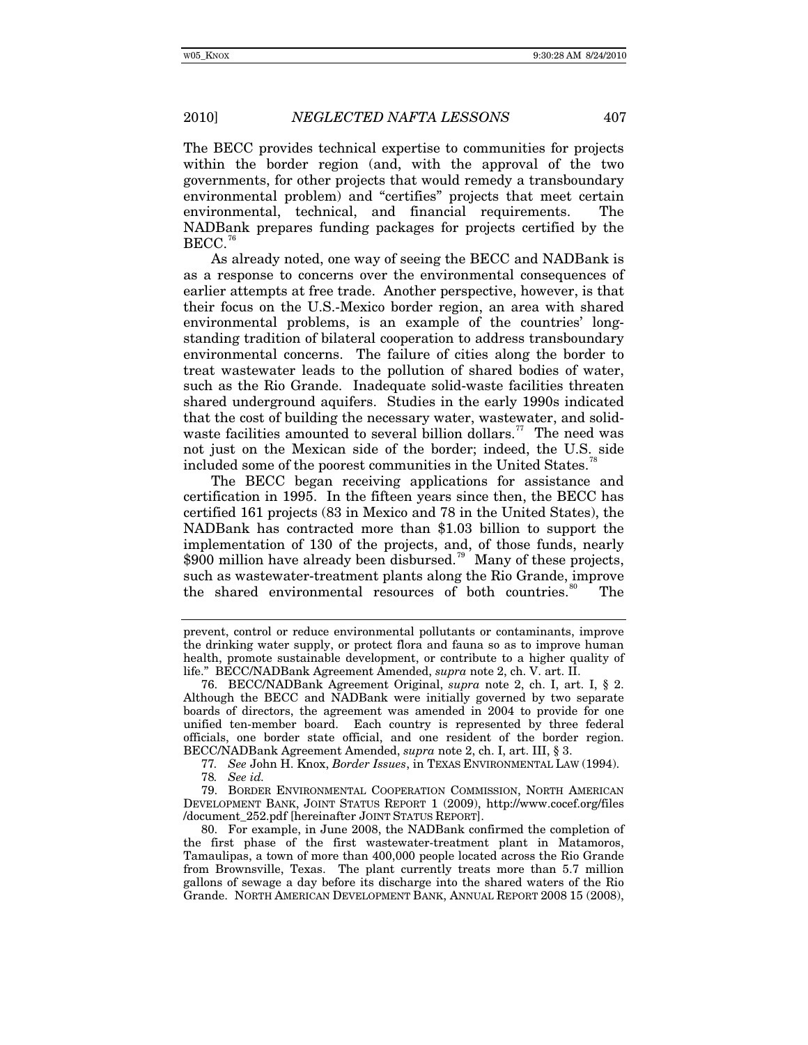The BECC provides technical expertise to communities for projects within the border region (and, with the approval of the two governments, for other projects that would remedy a transboundary environmental problem) and "certifies" projects that meet certain environmental, technical, and financial requirements. The NADBank prepares funding packages for projects certified by the BECC.[76]

As already noted, one way of seeing the BECC and NADBank is as a response to concerns over the environmental consequences of earlier attempts at free trade. Another perspective, however, is that their focus on the U.S.-Mexico border region, an area with shared environmental problems, is an example of the countries' long-standing tradition of bilateral cooperation to address transboundary environmental concerns. The failure of cities along the border to treat wastewater leads to the pollution of shared bodies of water, such as the Rio Grande. Inadequate solid-waste facilities threaten shared underground aquifers. Studies in the early 1990s indicated that the cost of building the necessary water, wastewater, and solid-waste facilities amounted to several billion dollars.[77] The need was not just on the Mexican side of the border; indeed, the U.S. side included some of the poorest communities in the United States.[78]

The BECC began receiving applications for assistance and certification in 1995. In the fifteen years since then, the BECC has certified 161 projects (83 in Mexico and 78 in the United States), the NADBank has contracted more than $1.03 billion to support the implementation of 130 of the projects, and, of those funds, nearly $900 million have already been disbursed.[79] Many of these projects, such as wastewater-treatment plants along the Rio Grande, improve the shared environmental resources of both countries.[80] The

---

prevent, control or reduce environmental pollutants or contaminants, improve the drinking water supply, or protect flora and fauna so as to improve human health, promote sustainable development, or contribute to a higher quality of life." BECC/NADBank Agreement Amended, *supra* note 2, ch. V. art. II.

76. BECC/NADBank Agreement Original, *supra* note 2, ch. I, art. I, § 2. Although the BECC and NADBank were initially governed by two separate boards of directors, the agreement was amended in 2004 to provide for one unified ten-member board. Each country is represented by three federal officials, one border state official, and one resident of the border region. BECC/NADBank Agreement Amended, *supra* note 2, ch. I, art. III, § 3.

77. *See* John H. Knox, *Border Issues*, in TEXAS ENVIRONMENTAL LAW (1994).

78. *See id.*

79. BORDER ENVIRONMENTAL COOPERATION COMMISSION, NORTH AMERICAN DEVELOPMENT BANK, JOINT STATUS REPORT 1 (2009), http://www.cocef.org/files/document_252.pdf [hereinafter JOINT STATUS REPORT].

80. For example, in June 2008, the NADBank confirmed the completion of the first phase of the first wastewater-treatment plant in Matamoros, Tamaulipas, a town of more than 400,000 people located across the Rio Grande from Brownsville, Texas. The plant currently treats more than 5.7 million gallons of sewage a day before its discharge into the shared waters of the Rio Grande. NORTH AMERICAN DEVELOPMENT BANK, ANNUAL REPORT 2008 15 (2008),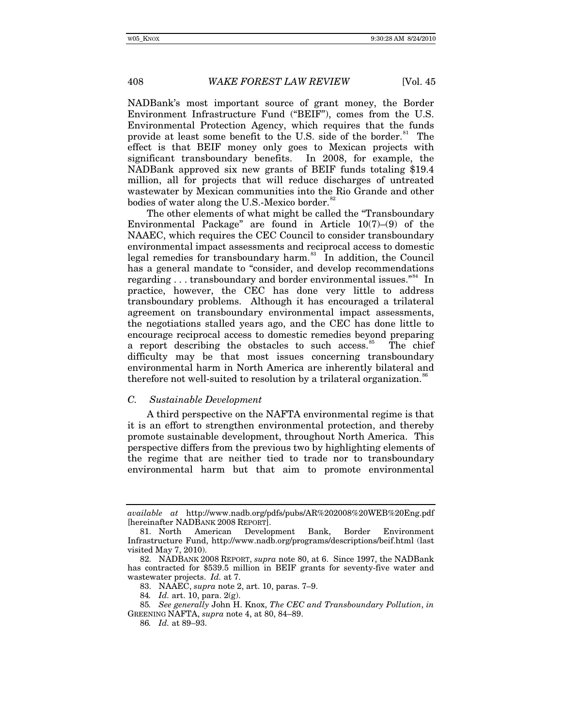NADBank's most important source of grant money, the Border Environment Infrastructure Fund ("BEIF"), comes from the U.S. Environmental Protection Agency, which requires that the funds provide at least some benefit to the U.S. side of the border.[81] The effect is that BEIF money only goes to Mexican projects with significant transboundary benefits. In 2008, for example, the NADBank approved six new grants of BEIF funds totaling $19.4 million, all for projects that will reduce discharges of untreated wastewater by Mexican communities into the Rio Grande and other bodies of water along the U.S.-Mexico border.[82]

The other elements of what might be called the "Transboundary Environmental Package" are found in Article 10(7)–(9) of the NAAEC, which requires the CEC Council to consider transboundary environmental impact assessments and reciprocal access to domestic legal remedies for transboundary harm.[83] In addition, the Council has a general mandate to "consider, and develop recommendations regarding . . . transboundary and border environmental issues."[84] In practice, however, the CEC has done very little to address transboundary problems. Although it has encouraged a trilateral agreement on transboundary environmental impact assessments, the negotiations stalled years ago, and the CEC has done little to encourage reciprocal access to domestic remedies beyond preparing a report describing the obstacles to such access.[85] The chief difficulty may be that most issues concerning transboundary environmental harm in North America are inherently bilateral and therefore not well-suited to resolution by a trilateral organization.[86]

### C. *Sustainable Development*

A third perspective on the NAFTA environmental regime is that it is an effort to strengthen environmental protection, and thereby promote sustainable development, throughout North America. This perspective differs from the previous two by highlighting elements of the regime that are neither tied to trade nor to transboundary environmental harm but that aim to promote environmental

---

*available at* http://www.nadb.org/pdfs/pubs/AR%202008%20WEB%20Eng.pdf [hereinafter NADBANK 2008 REPORT].

81. North American Development Bank, Border Environment Infrastructure Fund, http://www.nadb.org/programs/descriptions/beif.html (last visited May 7, 2010).

82. NADBANK 2008 REPORT, *supra* note 80, at 6. Since 1997, the NADBank has contracted for $539.5 million in BEIF grants for seventy-five water and wastewater projects. *Id.* at 7.

83. NAAEC, *supra* note 2, art. 10, paras. 7–9.

84. *Id.* art. 10, para. 2(g).

85. *See generally* John H. Knox, *The CEC and Transboundary Pollution*, *in* GREENING NAFTA, *supra* note 4, at 80, 84–89.

86. *Id.* at 89–93.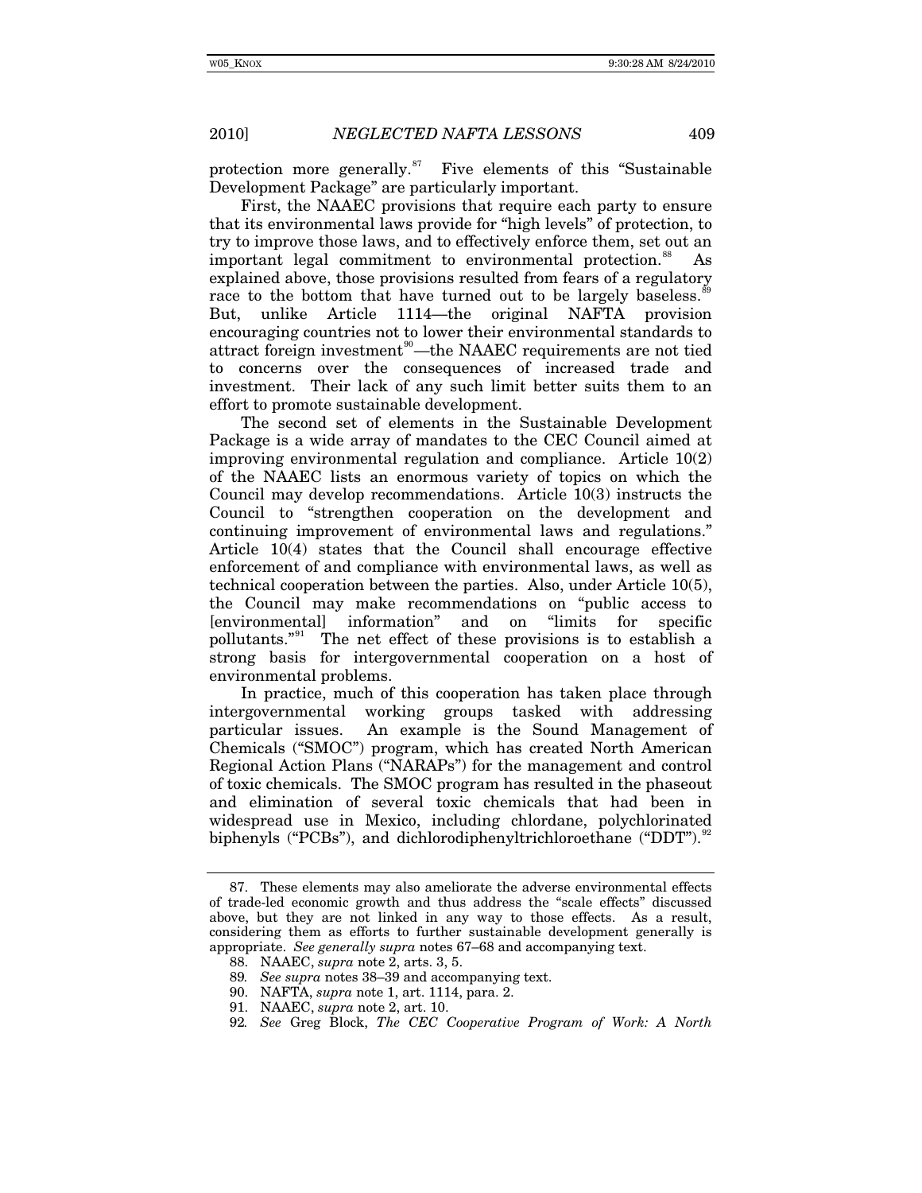protection more generally.[87] Five elements of this "Sustainable Development Package" are particularly important.

First, the NAAEC provisions that require each party to ensure that its environmental laws provide for "high levels" of protection, to try to improve those laws, and to effectively enforce them, set out an important legal commitment to environmental protection.[88] As explained above, those provisions resulted from fears of a regulatory race to the bottom that have turned out to be largely baseless.[89] But, unlike Article 1114—the original NAFTA provision encouraging countries not to lower their environmental standards to attract foreign investment[90]—the NAAEC requirements are not tied to concerns over the consequences of increased trade and investment. Their lack of any such limit better suits them to an effort to promote sustainable development.

The second set of elements in the Sustainable Development Package is a wide array of mandates to the CEC Council aimed at improving environmental regulation and compliance. Article 10(2) of the NAAEC lists an enormous variety of topics on which the Council may develop recommendations. Article 10(3) instructs the Council to "strengthen cooperation on the development and continuing improvement of environmental laws and regulations." Article 10(4) states that the Council shall encourage effective enforcement of and compliance with environmental laws, as well as technical cooperation between the parties. Also, under Article 10(5), the Council may make recommendations on "public access to [environmental] information" and on "limits for specific pollutants."[91] The net effect of these provisions is to establish a strong basis for intergovernmental cooperation on a host of environmental problems.

In practice, much of this cooperation has taken place through intergovernmental working groups tasked with addressing particular issues. An example is the Sound Management of Chemicals ("SMOC") program, which has created North American Regional Action Plans ("NARAPs") for the management and control of toxic chemicals. The SMOC program has resulted in the phaseout and elimination of several toxic chemicals that had been in widespread use in Mexico, including chlordane, polychlorinated biphenyls ("PCBs"), and dichlorodiphenyltrichloroethane ("DDT").[92]

---

87. These elements may also ameliorate the adverse environmental effects of trade-led economic growth and thus address the "scale effects" discussed above, but they are not linked in any way to those effects. As a result, considering them as efforts to further sustainable development generally is appropriate. *See generally supra* notes 67–68 and accompanying text.

88. NAAEC, *supra* note 2, arts. 3, 5.

89. *See supra* notes 38–39 and accompanying text.

90. NAFTA, *supra* note 1, art. 1114, para. 2.

91. NAAEC, *supra* note 2, art. 10.

92. *See* Greg Block, *The CEC Cooperative Program of Work: A North*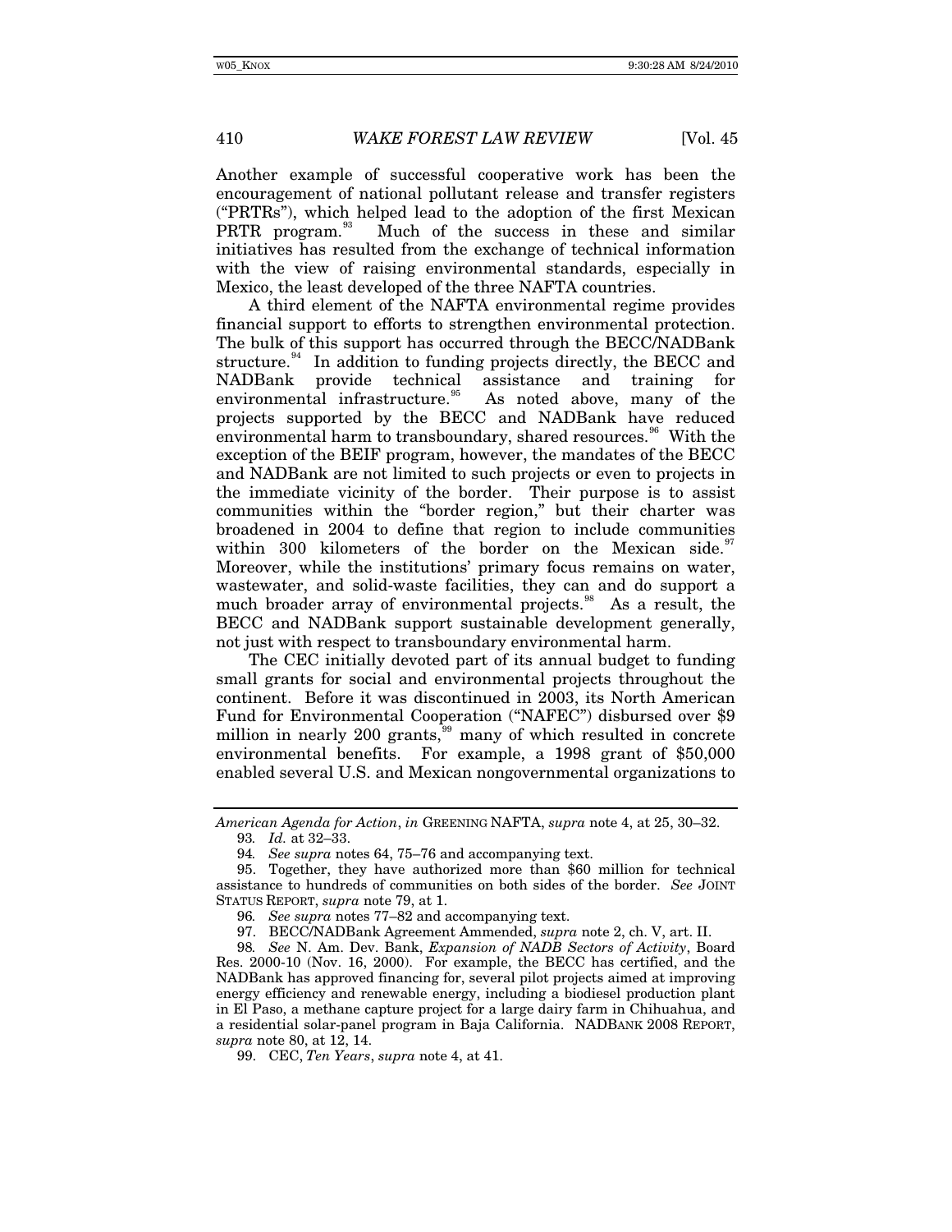Another example of successful cooperative work has been the encouragement of national pollutant release and transfer registers ("PRTRs"), which helped lead to the adoption of the first Mexican PRTR program.[93] Much of the success in these and similar initiatives has resulted from the exchange of technical information with the view of raising environmental standards, especially in Mexico, the least developed of the three NAFTA countries.

A third element of the NAFTA environmental regime provides financial support to efforts to strengthen environmental protection. The bulk of this support has occurred through the BECC/NADBank structure.[94] In addition to funding projects directly, the BECC and NADBank provide technical assistance and training for environmental infrastructure.[95] As noted above, many of the projects supported by the BECC and NADBank have reduced environmental harm to transboundary, shared resources.[96] With the exception of the BEIF program, however, the mandates of the BECC and NADBank are not limited to such projects or even to projects in the immediate vicinity of the border. Their purpose is to assist communities within the "border region," but their charter was broadened in 2004 to define that region to include communities within 300 kilometers of the border on the Mexican side.[97] Moreover, while the institutions' primary focus remains on water, wastewater, and solid-waste facilities, they can and do support a much broader array of environmental projects.[98] As a result, the BECC and NADBank support sustainable development generally, not just with respect to transboundary environmental harm.

The CEC initially devoted part of its annual budget to funding small grants for social and environmental projects throughout the continent. Before it was discontinued in 2003, its North American Fund for Environmental Cooperation ("NAFEC") disbursed over $9 million in nearly 200 grants,[99] many of which resulted in concrete environmental benefits. For example, a 1998 grant of $50,000 enabled several U.S. and Mexican nongovernmental organizations to

---

*American Agenda for Action*, *in* GREENING NAFTA, *supra* note 4, at 25, 30–32.

93. *Id.* at 32–33.

94. *See supra* notes 64, 75–76 and accompanying text.

95. Together, they have authorized more than $60 million for technical assistance to hundreds of communities on both sides of the border. *See* JOINT STATUS REPORT, *supra* note 79, at 1.

96. *See supra* notes 77–82 and accompanying text.

97. BECC/NADBank Agreement Ammended, *supra* note 2, ch. V, art. II.

98. *See* N. Am. Dev. Bank, *Expansion of NADB Sectors of Activity*, Board Res. 2000-10 (Nov. 16, 2000). For example, the BECC has certified, and the NADBank has approved financing for, several pilot projects aimed at improving energy efficiency and renewable energy, including a biodiesel production plant in El Paso, a methane capture project for a large dairy farm in Chihuahua, and a residential solar-panel program in Baja California. NADBANK 2008 REPORT, *supra* note 80, at 12, 14.

99. CEC, *Ten Years*, *supra* note 4, at 41.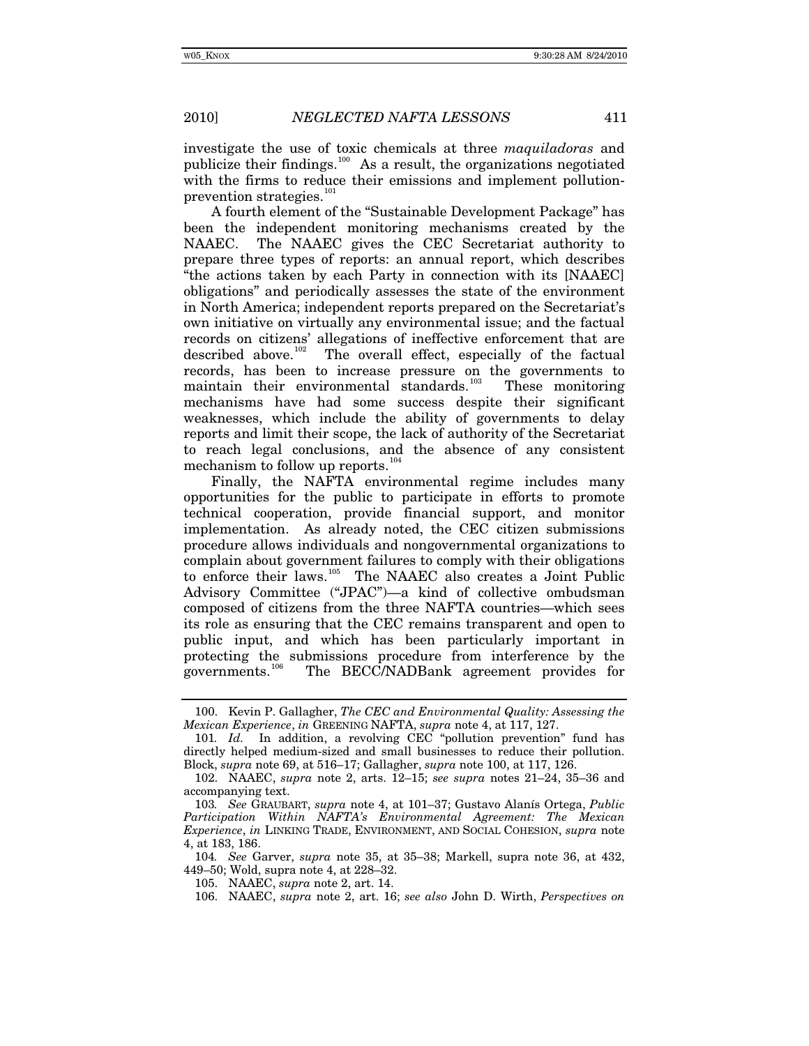investigate the use of toxic chemicals at three *maquiladoras* and publicize their findings.[100] As a result, the organizations negotiated with the firms to reduce their emissions and implement pollution-prevention strategies.[101]

A fourth element of the "Sustainable Development Package" has been the independent monitoring mechanisms created by the NAAEC. The NAAEC gives the CEC Secretariat authority to prepare three types of reports: an annual report, which describes "the actions taken by each Party in connection with its [NAAEC] obligations" and periodically assesses the state of the environment in North America; independent reports prepared on the Secretariat's own initiative on virtually any environmental issue; and the factual records on citizens' allegations of ineffective enforcement that are described above.[102] The overall effect, especially of the factual records, has been to increase pressure on the governments to maintain their environmental standards.[103] These monitoring mechanisms have had some success despite their significant weaknesses, which include the ability of governments to delay reports and limit their scope, the lack of authority of the Secretariat to reach legal conclusions, and the absence of any consistent mechanism to follow up reports.[104]

Finally, the NAFTA environmental regime includes many opportunities for the public to participate in efforts to promote technical cooperation, provide financial support, and monitor implementation. As already noted, the CEC citizen submissions procedure allows individuals and nongovernmental organizations to complain about government failures to comply with their obligations to enforce their laws.[105] The NAAEC also creates a Joint Public Advisory Committee ("JPAC")—a kind of collective ombudsman composed of citizens from the three NAFTA countries—which sees its role as ensuring that the CEC remains transparent and open to public input, and which has been particularly important in protecting the submissions procedure from interference by the governments.[106] The BECC/NADBank agreement provides for

---

100. Kevin P. Gallagher, *The CEC and Environmental Quality: Assessing the Mexican Experience*, *in* GREENING NAFTA, *supra* note 4, at 117, 127.

101. *Id.* In addition, a revolving CEC "pollution prevention" fund has directly helped medium-sized and small businesses to reduce their pollution. Block, *supra* note 69, at 516–17; Gallagher, *supra* note 100, at 117, 126.

102. NAAEC, *supra* note 2, arts. 12–15; *see supra* notes 21–24, 35–36 and accompanying text.

103. *See* GRAUBART, *supra* note 4, at 101–37; Gustavo Alanís Ortega, *Public Participation Within NAFTA's Environmental Agreement: The Mexican Experience*, *in* LINKING TRADE, ENVIRONMENT, AND SOCIAL COHESION, *supra* note 4, at 183, 186.

104. *See* Garver, *supra* note 35, at 35–38; Markell, supra note 36, at 432, 449–50; Wold, supra note 4, at 228–32.

105. NAAEC, *supra* note 2, art. 14.

106. NAAEC, *supra* note 2, art. 16; *see also* John D. Wirth, *Perspectives on*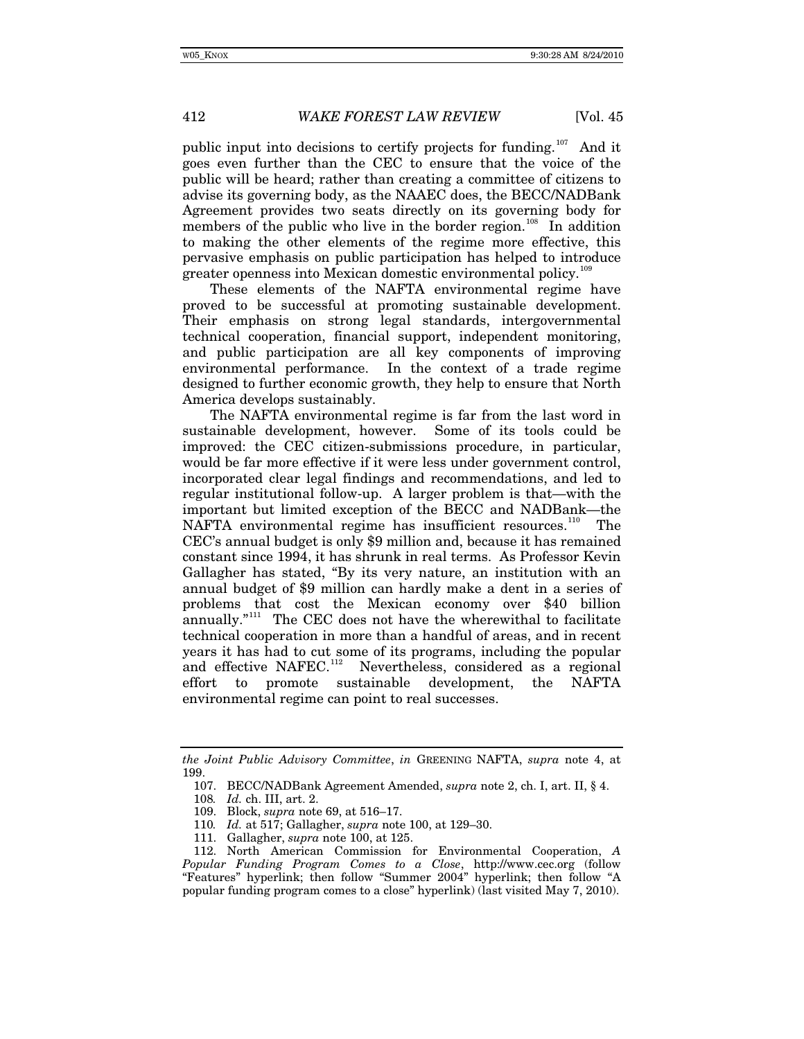public input into decisions to certify projects for funding.[107] And it goes even further than the CEC to ensure that the voice of the public will be heard; rather than creating a committee of citizens to advise its governing body, as the NAAEC does, the BECC/NADBank Agreement provides two seats directly on its governing body for members of the public who live in the border region.[108] In addition to making the other elements of the regime more effective, this pervasive emphasis on public participation has helped to introduce greater openness into Mexican domestic environmental policy.[109]

These elements of the NAFTA environmental regime have proved to be successful at promoting sustainable development. Their emphasis on strong legal standards, intergovernmental technical cooperation, financial support, independent monitoring, and public participation are all key components of improving environmental performance. In the context of a trade regime designed to further economic growth, they help to ensure that North America develops sustainably.

The NAFTA environmental regime is far from the last word in sustainable development, however. Some of its tools could be improved: the CEC citizen-submissions procedure, in particular, would be far more effective if it were less under government control, incorporated clear legal findings and recommendations, and led to regular institutional follow-up. A larger problem is that—with the important but limited exception of the BECC and NADBank—the NAFTA environmental regime has insufficient resources.[110] The CEC's annual budget is only $9 million and, because it has remained constant since 1994, it has shrunk in real terms. As Professor Kevin Gallagher has stated, "By its very nature, an institution with an annual budget of $9 million can hardly make a dent in a series of problems that cost the Mexican economy over $40 billion annually."[111] The CEC does not have the wherewithal to facilitate technical cooperation in more than a handful of areas, and in recent years it has had to cut some of its programs, including the popular and effective NAFEC.[112] Nevertheless, considered as a regional effort to promote sustainable development, the NAFTA environmental regime can point to real successes.

---

*the Joint Public Advisory Committee*, *in* GREENING NAFTA, *supra* note 4, at 199.

107. BECC/NADBank Agreement Amended, *supra* note 2, ch. I, art. II, § 4.

108. *Id.* ch. III, art. 2.

109. Block, *supra* note 69, at 516–17.

110. *Id.* at 517; Gallagher, *supra* note 100, at 129–30.

111. Gallagher, *supra* note 100, at 125.

112. North American Commission for Environmental Cooperation, *A Popular Funding Program Comes to a Close*, http://www.cec.org (follow "Features" hyperlink; then follow "Summer 2004" hyperlink; then follow "A popular funding program comes to a close" hyperlink) (last visited May 7, 2010).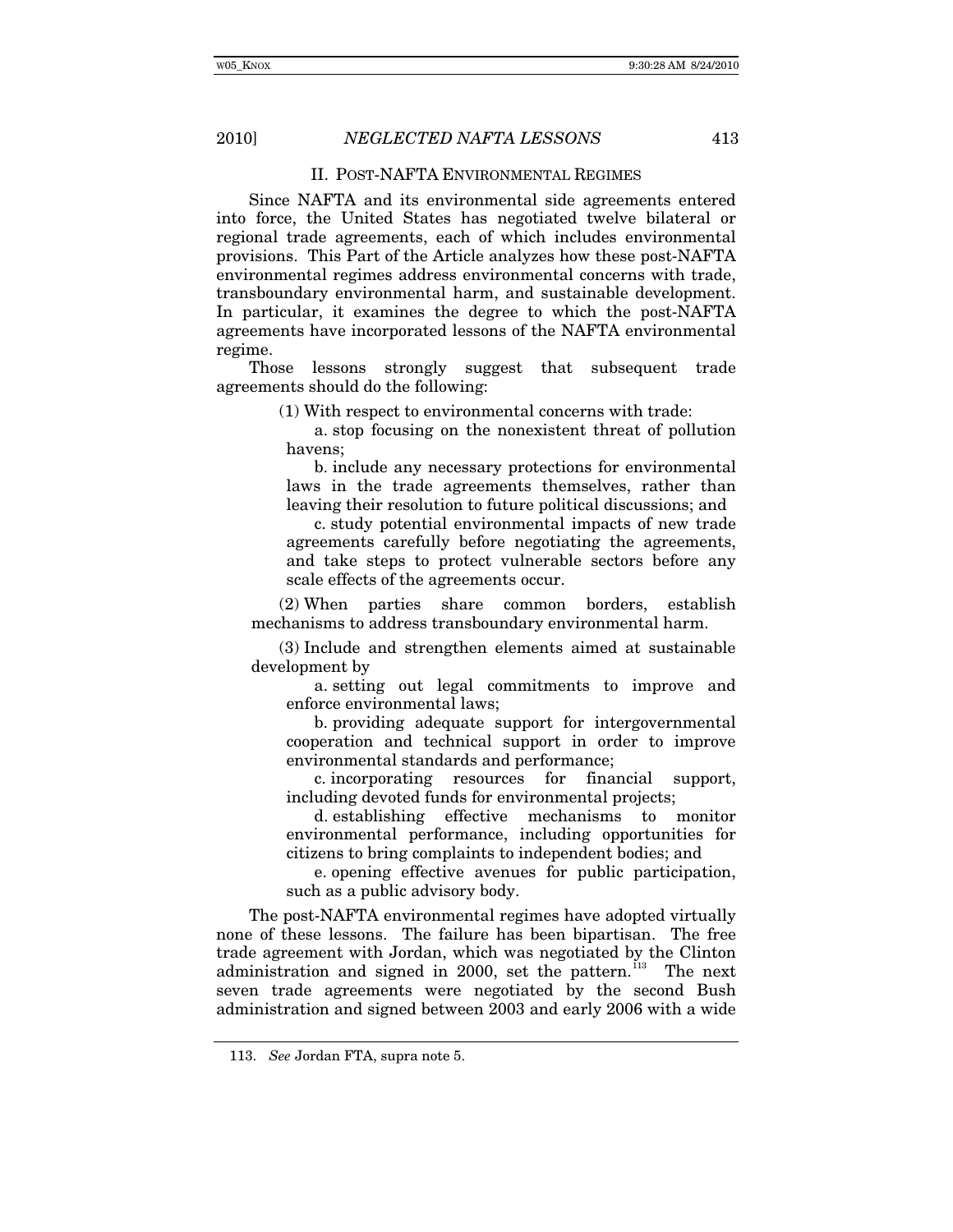## II. POST-NAFTA ENVIRONMENTAL REGIMES

Since NAFTA and its environmental side agreements entered into force, the United States has negotiated twelve bilateral or regional trade agreements, each of which includes environmental provisions. This Part of the Article analyzes how these post-NAFTA environmental regimes address environmental concerns with trade, transboundary environmental harm, and sustainable development. In particular, it examines the degree to which the post-NAFTA agreements have incorporated lessons of the NAFTA environmental regime.

Those lessons strongly suggest that subsequent trade agreements should do the following:

(1) With respect to environmental concerns with trade:

a. stop focusing on the nonexistent threat of pollution havens;

b. include any necessary protections for environmental laws in the trade agreements themselves, rather than leaving their resolution to future political discussions; and

c. study potential environmental impacts of new trade agreements carefully before negotiating the agreements, and take steps to protect vulnerable sectors before any scale effects of the agreements occur.

(2) When parties share common borders, establish mechanisms to address transboundary environmental harm.

(3) Include and strengthen elements aimed at sustainable development by

a. setting out legal commitments to improve and enforce environmental laws;

b. providing adequate support for intergovernmental cooperation and technical support in order to improve environmental standards and performance;

c. incorporating resources for financial support, including devoted funds for environmental projects;

d. establishing effective mechanisms to monitor environmental performance, including opportunities for citizens to bring complaints to independent bodies; and

e. opening effective avenues for public participation, such as a public advisory body.

The post-NAFTA environmental regimes have adopted virtually none of these lessons. The failure has been bipartisan. The free trade agreement with Jordan, which was negotiated by the Clinton administration and signed in 2000, set the pattern.[113] The next seven trade agreements were negotiated by the second Bush administration and signed between 2003 and early 2006 with a wide

---

113. *See* Jordan FTA, supra note 5.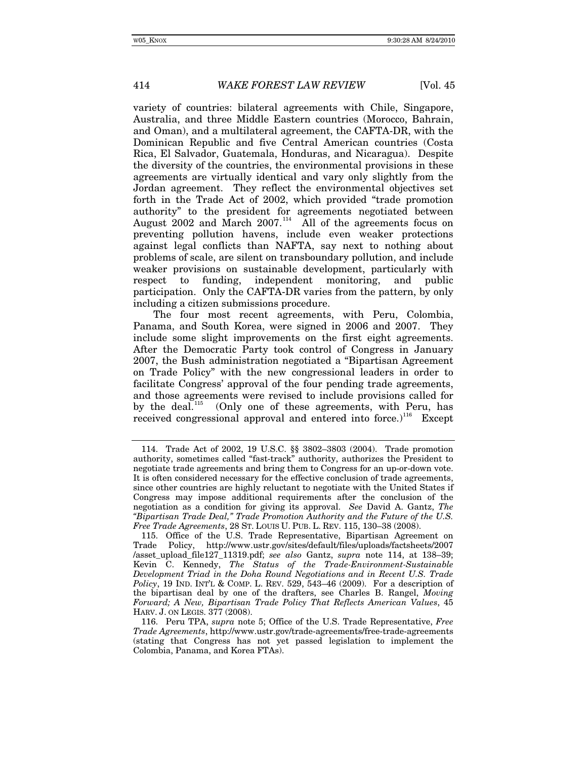variety of countries: bilateral agreements with Chile, Singapore, Australia, and three Middle Eastern countries (Morocco, Bahrain, and Oman), and a multilateral agreement, the CAFTA-DR, with the Dominican Republic and five Central American countries (Costa Rica, El Salvador, Guatemala, Honduras, and Nicaragua). Despite the diversity of the countries, the environmental provisions in these agreements are virtually identical and vary only slightly from the Jordan agreement. They reflect the environmental objectives set forth in the Trade Act of 2002, which provided "trade promotion authority" to the president for agreements negotiated between August 2002 and March 2007.[114] All of the agreements focus on preventing pollution havens, include even weaker protections against legal conflicts than NAFTA, say next to nothing about problems of scale, are silent on transboundary pollution, and include weaker provisions on sustainable development, particularly with respect to funding, independent monitoring, and public participation. Only the CAFTA-DR varies from the pattern, by only including a citizen submissions procedure.

The four most recent agreements, with Peru, Colombia, Panama, and South Korea, were signed in 2006 and 2007. They include some slight improvements on the first eight agreements. After the Democratic Party took control of Congress in January 2007, the Bush administration negotiated a "Bipartisan Agreement on Trade Policy" with the new congressional leaders in order to facilitate Congress' approval of the four pending trade agreements, and those agreements were revised to include provisions called for by the deal.[115] (Only one of these agreements, with Peru, has received congressional approval and entered into force.)[116] Except

---

114. Trade Act of 2002, 19 U.S.C. §§ 3802–3803 (2004). Trade promotion authority, sometimes called "fast-track" authority, authorizes the President to negotiate trade agreements and bring them to Congress for an up-or-down vote. It is often considered necessary for the effective conclusion of trade agreements, since other countries are highly reluctant to negotiate with the United States if Congress may impose additional requirements after the conclusion of the negotiation as a condition for giving its approval. *See* David A. Gantz, *The "Bipartisan Trade Deal," Trade Promotion Authority and the Future of the U.S. Free Trade Agreements*, 28 ST. LOUIS U. PUB. L. REV. 115, 130–38 (2008).

115. Office of the U.S. Trade Representative, Bipartisan Agreement on Trade Policy, http://www.ustr.gov/sites/default/files/uploads/factsheets/2007/asset_upload_file127_11319.pdf; *see also* Gantz, *supra* note 114, at 138–39; Kevin C. Kennedy, *The Status of the Trade-Environment-Sustainable Development Triad in the Doha Round Negotiations and in Recent U.S. Trade Policy*, 19 IND. INT'L & COMP. L. REV. 529, 543–46 (2009). For a description of the bipartisan deal by one of the drafters, see Charles B. Rangel, *Moving Forward; A New, Bipartisan Trade Policy That Reflects American Values*, 45 HARV. J. ON LEGIS. 377 (2008).

116. Peru TPA, *supra* note 5; Office of the U.S. Trade Representative, *Free Trade Agreements*, http://www.ustr.gov/trade-agreements/free-trade-agreements (stating that Congress has not yet passed legislation to implement the Colombia, Panama, and Korea FTAs).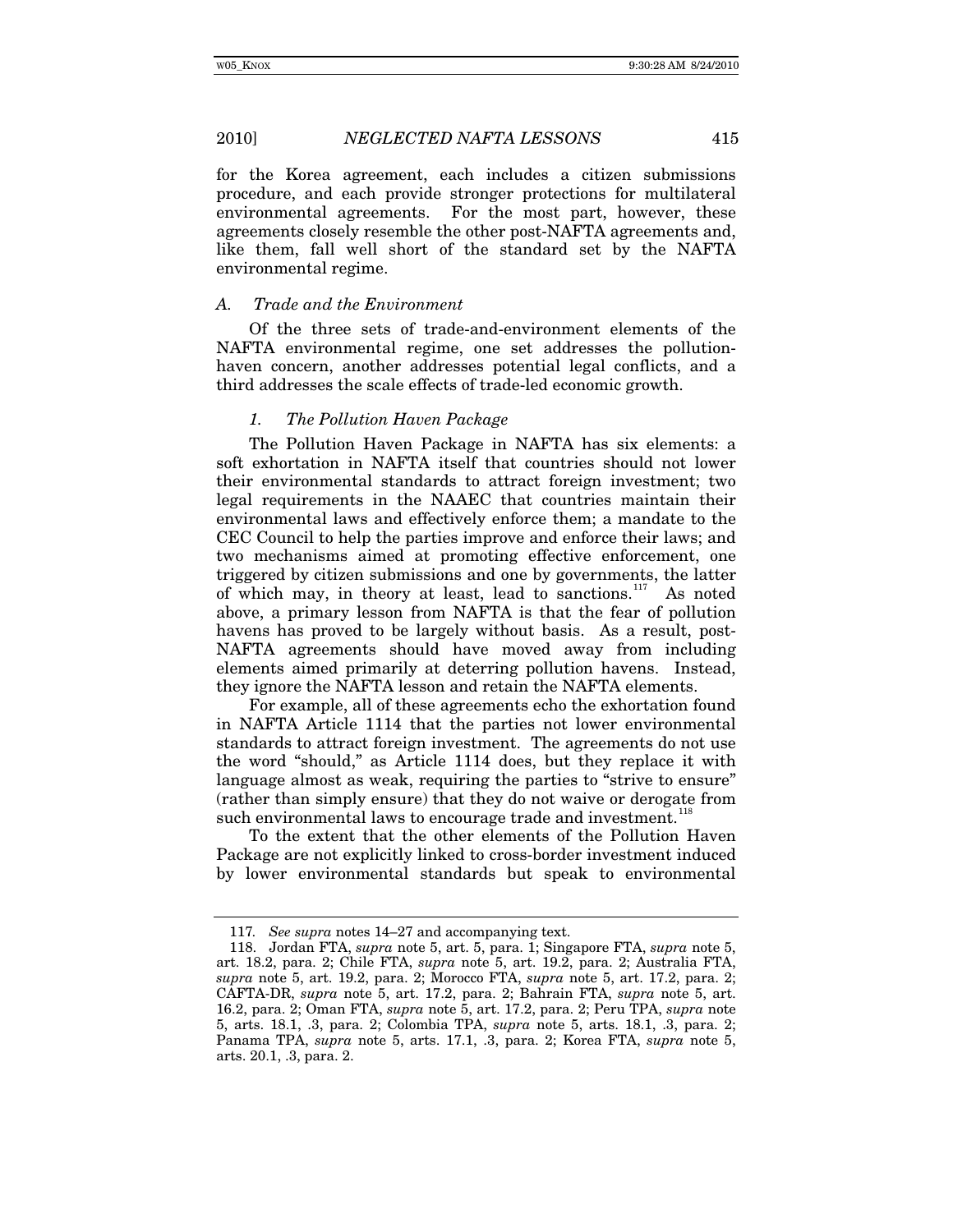for the Korea agreement, each includes a citizen submissions procedure, and each provide stronger protections for multilateral environmental agreements. For the most part, however, these agreements closely resemble the other post-NAFTA agreements and, like them, fall well short of the standard set by the NAFTA environmental regime.

### *A. Trade and the Environment*

Of the three sets of trade-and-environment elements of the NAFTA environmental regime, one set addresses the pollution-haven concern, another addresses potential legal conflicts, and a third addresses the scale effects of trade-led economic growth.

#### *1. The Pollution Haven Package*

The Pollution Haven Package in NAFTA has six elements: a soft exhortation in NAFTA itself that countries should not lower their environmental standards to attract foreign investment; two legal requirements in the NAAEC that countries maintain their environmental laws and effectively enforce them; a mandate to the CEC Council to help the parties improve and enforce their laws; and two mechanisms aimed at promoting effective enforcement, one triggered by citizen submissions and one by governments, the latter of which may, in theory at least, lead to sanctions.[117] As noted above, a primary lesson from NAFTA is that the fear of pollution havens has proved to be largely without basis. As a result, post-NAFTA agreements should have moved away from including elements aimed primarily at deterring pollution havens. Instead, they ignore the NAFTA lesson and retain the NAFTA elements.

For example, all of these agreements echo the exhortation found in NAFTA Article 1114 that the parties not lower environmental standards to attract foreign investment. The agreements do not use the word "should," as Article 1114 does, but they replace it with language almost as weak, requiring the parties to "strive to ensure" (rather than simply ensure) that they do not waive or derogate from such environmental laws to encourage trade and investment.[118]

To the extent that the other elements of the Pollution Haven Package are not explicitly linked to cross-border investment induced by lower environmental standards but speak to environmental

---

117. *See supra* notes 14–27 and accompanying text.

118. Jordan FTA, *supra* note 5, art. 5, para. 1; Singapore FTA, *supra* note 5, art. 18.2, para. 2; Chile FTA, *supra* note 5, art. 19.2, para. 2; Australia FTA, *supra* note 5, art. 19.2, para. 2; Morocco FTA, *supra* note 5, art. 17.2, para. 2; CAFTA-DR, *supra* note 5, art. 17.2, para. 2; Bahrain FTA, *supra* note 5, art. 16.2, para. 2; Oman FTA, *supra* note 5, art. 17.2, para. 2; Peru TPA, *supra* note 5, arts. 18.1, .3, para. 2; Colombia TPA, *supra* note 5, arts. 18.1, .3, para. 2; Panama TPA, *supra* note 5, arts. 17.1, .3, para. 2; Korea FTA, *supra* note 5, arts. 20.1, .3, para. 2.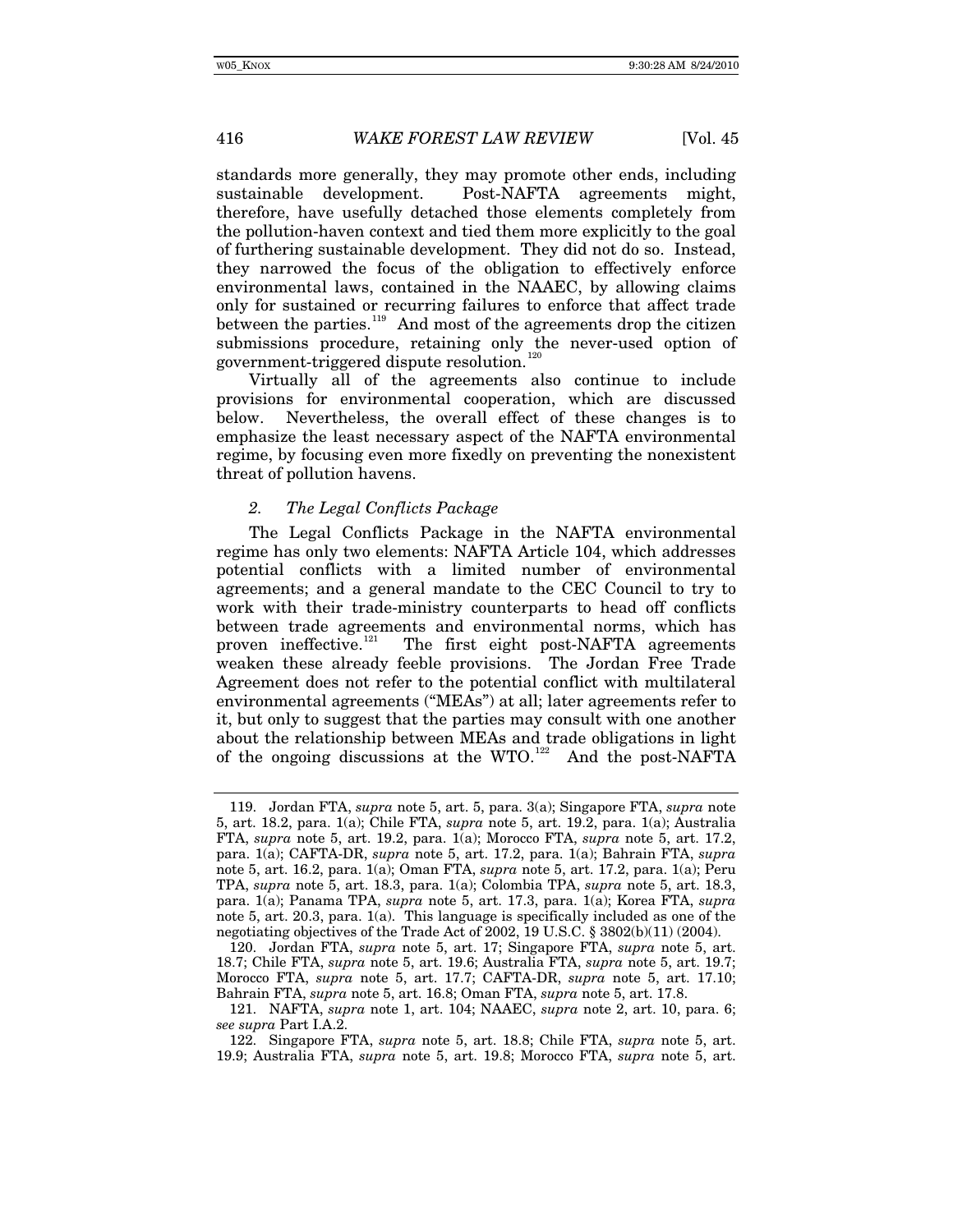standards more generally, they may promote other ends, including sustainable development. Post-NAFTA agreements might, therefore, have usefully detached those elements completely from the pollution-haven context and tied them more explicitly to the goal of furthering sustainable development. They did not do so. Instead, they narrowed the focus of the obligation to effectively enforce environmental laws, contained in the NAAEC, by allowing claims only for sustained or recurring failures to enforce that affect trade between the parties.[119] And most of the agreements drop the citizen submissions procedure, retaining only the never-used option of government-triggered dispute resolution.[120]

Virtually all of the agreements also continue to include provisions for environmental cooperation, which are discussed below. Nevertheless, the overall effect of these changes is to emphasize the least necessary aspect of the NAFTA environmental regime, by focusing even more fixedly on preventing the nonexistent threat of pollution havens.

### *2. The Legal Conflicts Package*

The Legal Conflicts Package in the NAFTA environmental regime has only two elements: NAFTA Article 104, which addresses potential conflicts with a limited number of environmental agreements; and a general mandate to the CEC Council to try to work with their trade-ministry counterparts to head off conflicts between trade agreements and environmental norms, which has proven ineffective.[121] The first eight post-NAFTA agreements weaken these already feeble provisions. The Jordan Free Trade Agreement does not refer to the potential conflict with multilateral environmental agreements ("MEAs") at all; later agreements refer to it, but only to suggest that the parties may consult with one another about the relationship between MEAs and trade obligations in light of the ongoing discussions at the WTO.[122] And the post-NAFTA

---

119. Jordan FTA, *supra* note 5, art. 5, para. 3(a); Singapore FTA, *supra* note 5, art. 18.2, para. 1(a); Chile FTA, *supra* note 5, art. 19.2, para. 1(a); Australia FTA, *supra* note 5, art. 19.2, para. 1(a); Morocco FTA, *supra* note 5, art. 17.2, para. 1(a); CAFTA-DR, *supra* note 5, art. 17.2, para. 1(a); Bahrain FTA, *supra* note 5, art. 16.2, para. 1(a); Oman FTA, *supra* note 5, art. 17.2, para. 1(a); Peru TPA, *supra* note 5, art. 18.3, para. 1(a); Colombia TPA, *supra* note 5, art. 18.3, para. 1(a); Panama TPA, *supra* note 5, art. 17.3, para. 1(a); Korea FTA, *supra* note 5, art. 20.3, para. 1(a). This language is specifically included as one of the negotiating objectives of the Trade Act of 2002, 19 U.S.C. § 3802(b)(11) (2004).

120. Jordan FTA, *supra* note 5, art. 17; Singapore FTA, *supra* note 5, art. 18.7; Chile FTA, *supra* note 5, art. 19.6; Australia FTA, *supra* note 5, art. 19.7; Morocco FTA, *supra* note 5, art. 17.7; CAFTA-DR, *supra* note 5, art. 17.10; Bahrain FTA, *supra* note 5, art. 16.8; Oman FTA, *supra* note 5, art. 17.8.

121. NAFTA, *supra* note 1, art. 104; NAAEC, *supra* note 2, art. 10, para. 6; *see supra* Part I.A.2.

122. Singapore FTA, *supra* note 5, art. 18.8; Chile FTA, *supra* note 5, art. 19.9; Australia FTA, *supra* note 5, art. 19.8; Morocco FTA, *supra* note 5, art.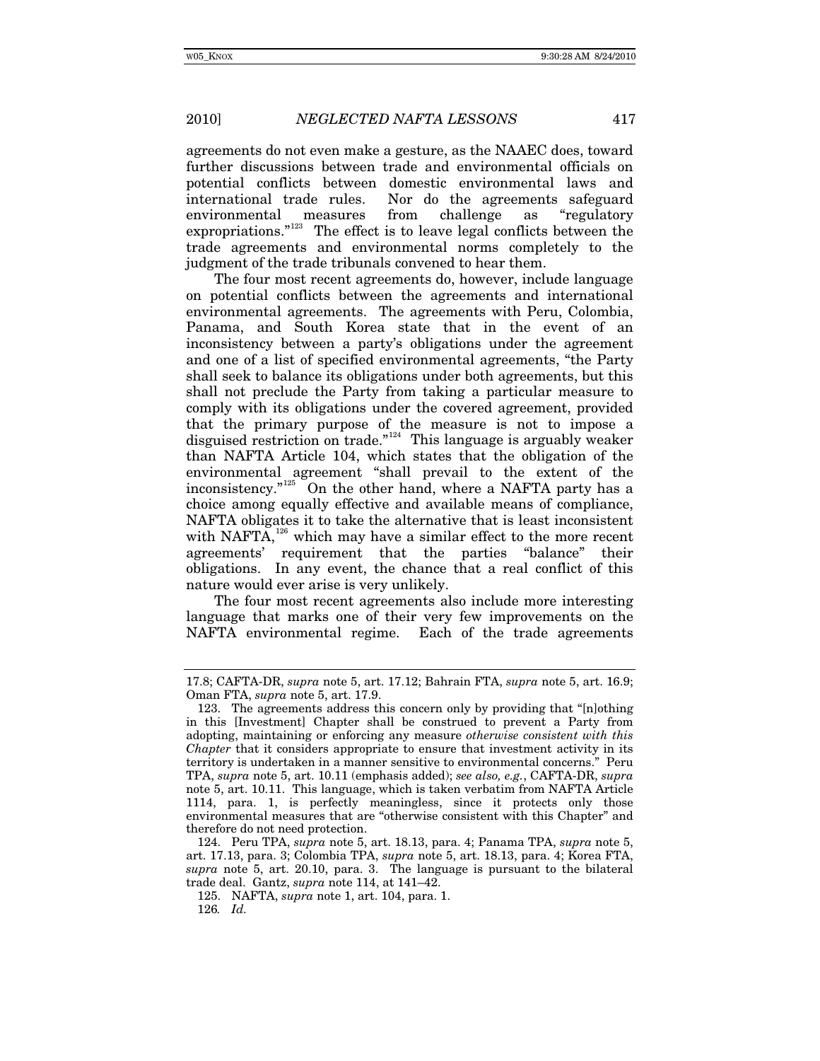agreements do not even make a gesture, as the NAAEC does, toward further discussions between trade and environmental officials on potential conflicts between domestic environmental laws and international trade rules. Nor do the agreements safeguard environmental measures from challenge as "regulatory expropriations."[123] The effect is to leave legal conflicts between the trade agreements and environmental norms completely to the judgment of the trade tribunals convened to hear them.

The four most recent agreements do, however, include language on potential conflicts between the agreements and international environmental agreements. The agreements with Peru, Colombia, Panama, and South Korea state that in the event of an inconsistency between a party's obligations under the agreement and one of a list of specified environmental agreements, "the Party shall seek to balance its obligations under both agreements, but this shall not preclude the Party from taking a particular measure to comply with its obligations under the covered agreement, provided that the primary purpose of the measure is not to impose a disguised restriction on trade."[124] This language is arguably weaker than NAFTA Article 104, which states that the obligation of the environmental agreement "shall prevail to the extent of the inconsistency."[125] On the other hand, where a NAFTA party has a choice among equally effective and available means of compliance, NAFTA obligates it to take the alternative that is least inconsistent with NAFTA,[126] which may have a similar effect to the more recent agreements' requirement that the parties "balance" their obligations. In any event, the chance that a real conflict of this nature would ever arise is very unlikely.

The four most recent agreements also include more interesting language that marks one of their very few improvements on the NAFTA environmental regime. Each of the trade agreements

---

17.8; CAFTA-DR, *supra* note 5, art. 17.12; Bahrain FTA, *supra* note 5, art. 16.9; Oman FTA, *supra* note 5, art. 17.9.

123. The agreements address this concern only by providing that "[n]othing in this [Investment] Chapter shall be construed to prevent a Party from adopting, maintaining or enforcing any measure *otherwise consistent with this Chapter* that it considers appropriate to ensure that investment activity in its territory is undertaken in a manner sensitive to environmental concerns." Peru TPA, *supra* note 5, art. 10.11 (emphasis added); *see also, e.g.*, CAFTA-DR, *supra* note 5, art. 10.11. This language, which is taken verbatim from NAFTA Article 1114, para. 1, is perfectly meaningless, since it protects only those environmental measures that are "otherwise consistent with this Chapter" and therefore do not need protection.

124. Peru TPA, *supra* note 5, art. 18.13, para. 4; Panama TPA, *supra* note 5, art. 17.13, para. 3; Colombia TPA, *supra* note 5, art. 18.13, para. 4; Korea FTA, *supra* note 5, art. 20.10, para. 3. The language is pursuant to the bilateral trade deal. Gantz, *supra* note 114, at 141–42.

125. NAFTA, *supra* note 1, art. 104, para. 1.

126. *Id.*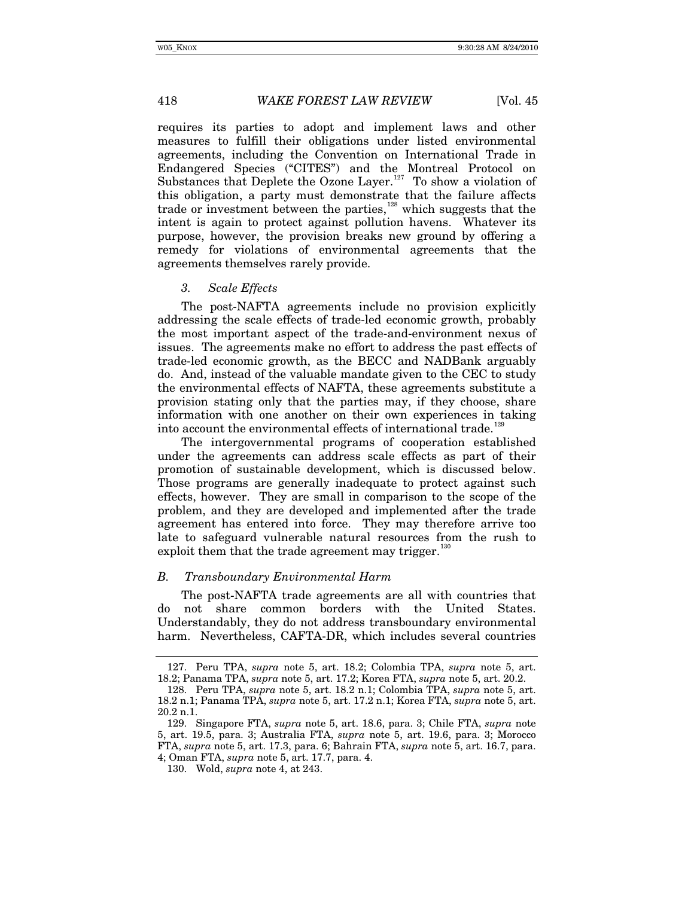requires its parties to adopt and implement laws and other measures to fulfill their obligations under listed environmental agreements, including the Convention on International Trade in Endangered Species ("CITES") and the Montreal Protocol on Substances that Deplete the Ozone Layer.[127] To show a violation of this obligation, a party must demonstrate that the failure affects trade or investment between the parties,[128] which suggests that the intent is again to protect against pollution havens. Whatever its purpose, however, the provision breaks new ground by offering a remedy for violations of environmental agreements that the agreements themselves rarely provide.

### *3. Scale Effects*

The post-NAFTA agreements include no provision explicitly addressing the scale effects of trade-led economic growth, probably the most important aspect of the trade-and-environment nexus of issues. The agreements make no effort to address the past effects of trade-led economic growth, as the BECC and NADBank arguably do. And, instead of the valuable mandate given to the CEC to study the environmental effects of NAFTA, these agreements substitute a provision stating only that the parties may, if they choose, share information with one another on their own experiences in taking into account the environmental effects of international trade.[129]

The intergovernmental programs of cooperation established under the agreements can address scale effects as part of their promotion of sustainable development, which is discussed below. Those programs are generally inadequate to protect against such effects, however. They are small in comparison to the scope of the problem, and they are developed and implemented after the trade agreement has entered into force. They may therefore arrive too late to safeguard vulnerable natural resources from the rush to exploit them that the trade agreement may trigger.[130]

## *B. Transboundary Environmental Harm*

The post-NAFTA trade agreements are all with countries that do not share common borders with the United States. Understandably, they do not address transboundary environmental harm. Nevertheless, CAFTA-DR, which includes several countries

---

127. Peru TPA, *supra* note 5, art. 18.2; Colombia TPA, *supra* note 5, art. 18.2; Panama TPA, *supra* note 5, art. 17.2; Korea FTA, *supra* note 5, art. 20.2.

128. Peru TPA, *supra* note 5, art. 18.2 n.1; Colombia TPA, *supra* note 5, art. 18.2 n.1; Panama TPA, *supra* note 5, art. 17.2 n.1; Korea FTA, *supra* note 5, art. 20.2 n.1.

129. Singapore FTA, *supra* note 5, art. 18.6, para. 3; Chile FTA, *supra* note 5, art. 19.5, para. 3; Australia FTA, *supra* note 5, art. 19.6, para. 3; Morocco FTA, *supra* note 5, art. 17.3, para. 6; Bahrain FTA, *supra* note 5, art. 16.7, para. 4; Oman FTA, *supra* note 5, art. 17.7, para. 4.

130. Wold, *supra* note 4, at 243.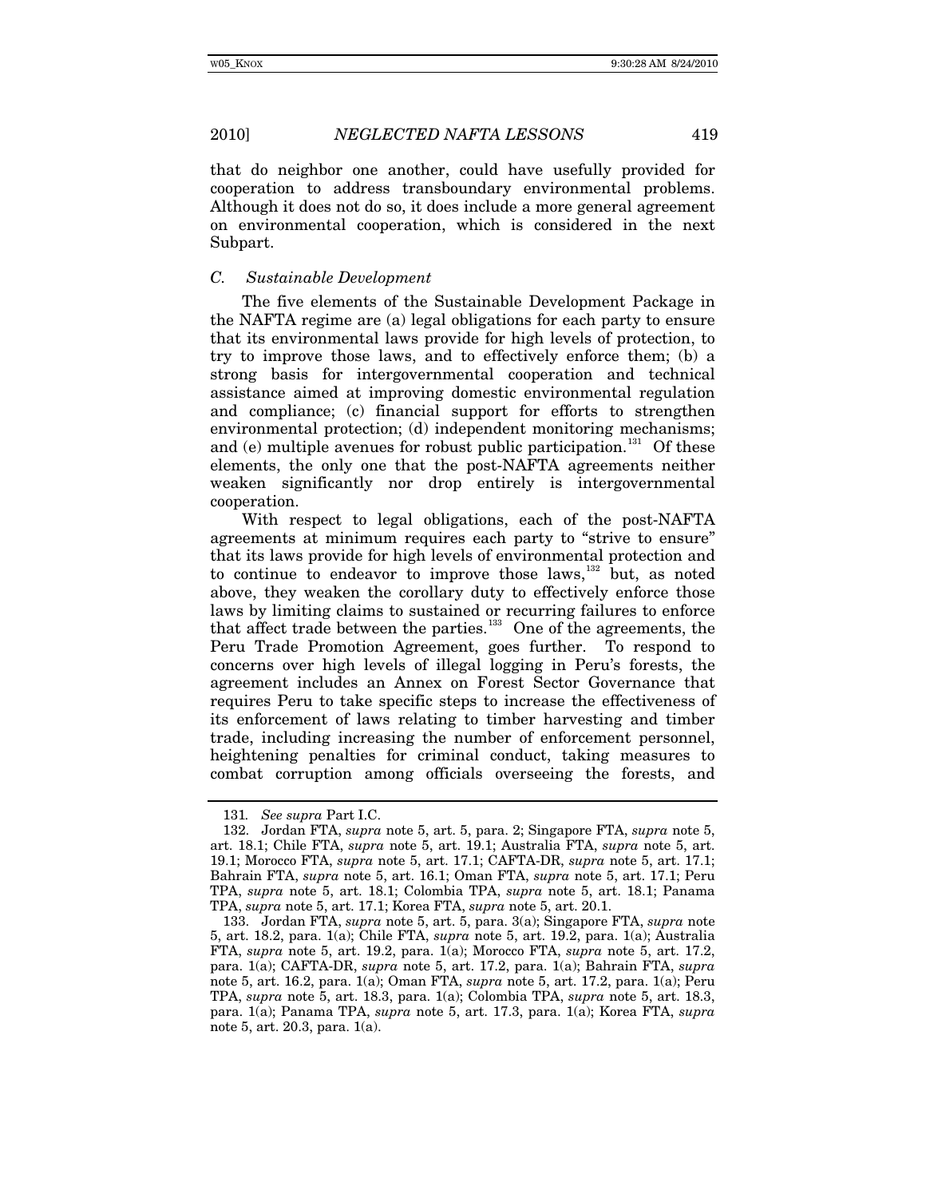that do neighbor one another, could have usefully provided for cooperation to address transboundary environmental problems. Although it does not do so, it does include a more general agreement on environmental cooperation, which is considered in the next Subpart.

### *C. Sustainable Development*

The five elements of the Sustainable Development Package in the NAFTA regime are (a) legal obligations for each party to ensure that its environmental laws provide for high levels of protection, to try to improve those laws, and to effectively enforce them; (b) a strong basis for intergovernmental cooperation and technical assistance aimed at improving domestic environmental regulation and compliance; (c) financial support for efforts to strengthen environmental protection; (d) independent monitoring mechanisms; and (e) multiple avenues for robust public participation.[131] Of these elements, the only one that the post-NAFTA agreements neither weaken significantly nor drop entirely is intergovernmental cooperation.

With respect to legal obligations, each of the post-NAFTA agreements at minimum requires each party to "strive to ensure" that its laws provide for high levels of environmental protection and to continue to endeavor to improve those laws,[132] but, as noted above, they weaken the corollary duty to effectively enforce those laws by limiting claims to sustained or recurring failures to enforce that affect trade between the parties.[133] One of the agreements, the Peru Trade Promotion Agreement, goes further. To respond to concerns over high levels of illegal logging in Peru's forests, the agreement includes an Annex on Forest Sector Governance that requires Peru to take specific steps to increase the effectiveness of its enforcement of laws relating to timber harvesting and timber trade, including increasing the number of enforcement personnel, heightening penalties for criminal conduct, taking measures to combat corruption among officials overseeing the forests, and

---

131. *See supra* Part I.C.

132. Jordan FTA, *supra* note 5, art. 5, para. 2; Singapore FTA, *supra* note 5, art. 18.1; Chile FTA, *supra* note 5, art. 19.1; Australia FTA, *supra* note 5, art. 19.1; Morocco FTA, *supra* note 5, art. 17.1; CAFTA-DR, *supra* note 5, art. 17.1; Bahrain FTA, *supra* note 5, art. 16.1; Oman FTA, *supra* note 5, art. 17.1; Peru TPA, *supra* note 5, art. 18.1; Colombia TPA, *supra* note 5, art. 18.1; Panama TPA, *supra* note 5, art. 17.1; Korea FTA, *supra* note 5, art. 20.1.

133. Jordan FTA, *supra* note 5, art. 5, para. 3(a); Singapore FTA, *supra* note 5, art. 18.2, para. 1(a); Chile FTA, *supra* note 5, art. 19.2, para. 1(a); Australia FTA, *supra* note 5, art. 19.2, para. 1(a); Morocco FTA, *supra* note 5, art. 17.2, para. 1(a); CAFTA-DR, *supra* note 5, art. 17.2, para. 1(a); Bahrain FTA, *supra* note 5, art. 16.2, para. 1(a); Oman FTA, *supra* note 5, art. 17.2, para. 1(a); Peru TPA, *supra* note 5, art. 18.3, para. 1(a); Colombia TPA, *supra* note 5, art. 18.3, para. 1(a); Panama TPA, *supra* note 5, art. 17.3, para. 1(a); Korea FTA, *supra* note 5, art. 20.3, para. 1(a).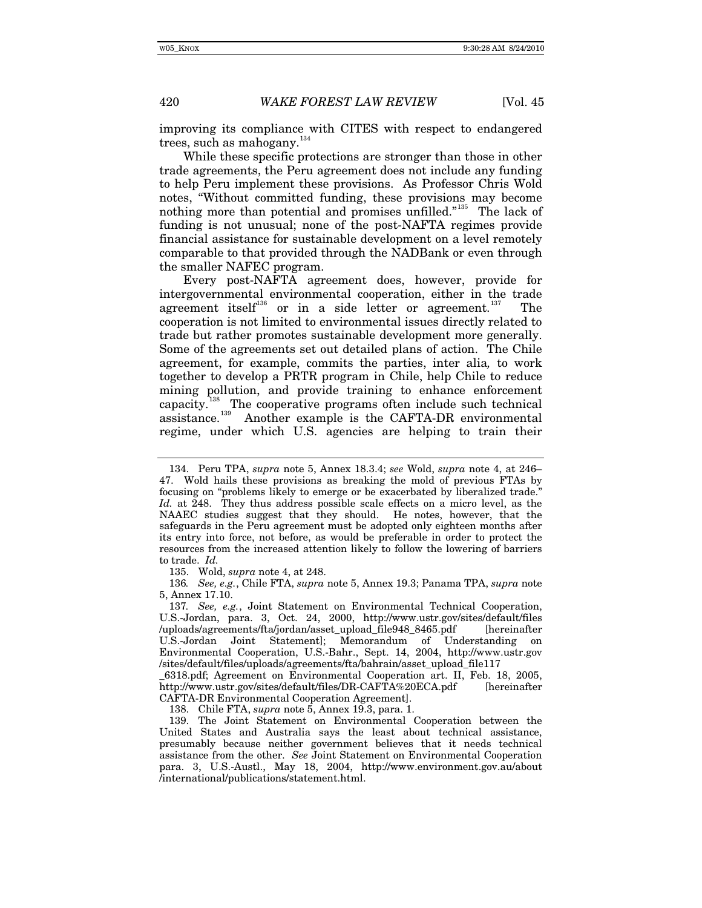improving its compliance with CITES with respect to endangered trees, such as mahogany.[134]

While these specific protections are stronger than those in other trade agreements, the Peru agreement does not include any funding to help Peru implement these provisions. As Professor Chris Wold notes, "Without committed funding, these provisions may become nothing more than potential and promises unfilled."[135] The lack of funding is not unusual; none of the post-NAFTA regimes provide financial assistance for sustainable development on a level remotely comparable to that provided through the NADBank or even through the smaller NAFEC program.

Every post-NAFTA agreement does, however, provide for intergovernmental environmental cooperation, either in the trade agreement itself[136] or in a side letter or agreement.[137] The cooperation is not limited to environmental issues directly related to trade but rather promotes sustainable development more generally. Some of the agreements set out detailed plans of action. The Chile agreement, for example, commits the parties, inter alia*,* to work together to develop a PRTR program in Chile, help Chile to reduce mining pollution, and provide training to enhance enforcement capacity.[138] The cooperative programs often include such technical assistance.[139] Another example is the CAFTA-DR environmental regime, under which U.S. agencies are helping to train their

---

134. Peru TPA, *supra* note 5, Annex 18.3.4; *see* Wold, *supra* note 4, at 246–47. Wold hails these provisions as breaking the mold of previous FTAs by focusing on "problems likely to emerge or be exacerbated by liberalized trade." *Id.* at 248. They thus address possible scale effects on a micro level, as the NAAEC studies suggest that they should. He notes, however, that the safeguards in the Peru agreement must be adopted only eighteen months after its entry into force, not before, as would be preferable in order to protect the resources from the increased attention likely to follow the lowering of barriers to trade. *Id.*

135. Wold, *supra* note 4, at 248.

136. *See, e.g.*, Chile FTA, *supra* note 5, Annex 19.3; Panama TPA, *supra* note 5, Annex 17.10.

137. *See, e.g.*, Joint Statement on Environmental Technical Cooperation, U.S.-Jordan, para. 3, Oct. 24, 2000, http://www.ustr.gov/sites/default/files/uploads/agreements/fta/jordan/asset_upload_file948_8465.pdf [hereinafter U.S.-Jordan Joint Statement]; Memorandum of Understanding on Environmental Cooperation, U.S.-Bahr., Sept. 14, 2004, http://www.ustr.gov/sites/default/files/uploads/agreements/fta/bahrain/asset_upload_file117_6318.pdf; Agreement on Environmental Cooperation art. II, Feb. 18, 2005, http://www.ustr.gov/sites/default/files/DR-CAFTA%20ECA.pdf [hereinafter CAFTA-DR Environmental Cooperation Agreement].

138. Chile FTA, *supra* note 5, Annex 19.3, para. 1.

139. The Joint Statement on Environmental Cooperation between the United States and Australia says the least about technical assistance, presumably because neither government believes that it needs technical assistance from the other. *See* Joint Statement on Environmental Cooperation para. 3, U.S.-Austl., May 18, 2004, http://www.environment.gov.au/about/international/publications/statement.html.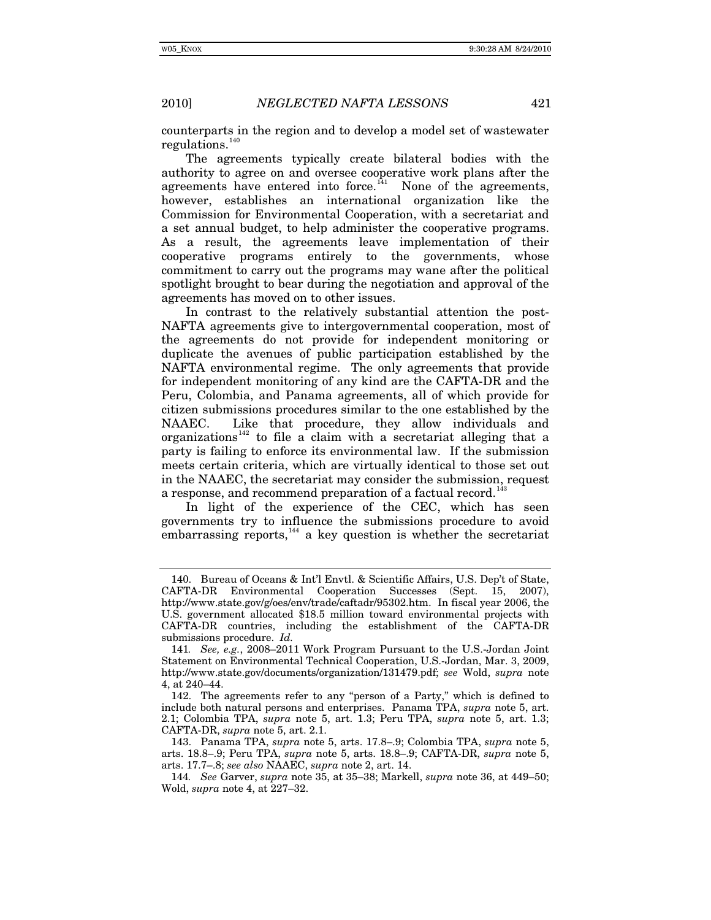counterparts in the region and to develop a model set of wastewater regulations.[140]

The agreements typically create bilateral bodies with the authority to agree on and oversee cooperative work plans after the agreements have entered into force.[141] None of the agreements, however, establishes an international organization like the Commission for Environmental Cooperation, with a secretariat and a set annual budget, to help administer the cooperative programs. As a result, the agreements leave implementation of their cooperative programs entirely to the governments, whose commitment to carry out the programs may wane after the political spotlight brought to bear during the negotiation and approval of the agreements has moved on to other issues.

In contrast to the relatively substantial attention the post-NAFTA agreements give to intergovernmental cooperation, most of the agreements do not provide for independent monitoring or duplicate the avenues of public participation established by the NAFTA environmental regime. The only agreements that provide for independent monitoring of any kind are the CAFTA-DR and the Peru, Colombia, and Panama agreements, all of which provide for citizen submissions procedures similar to the one established by the NAAEC. Like that procedure, they allow individuals and organizations[142] to file a claim with a secretariat alleging that a party is failing to enforce its environmental law. If the submission meets certain criteria, which are virtually identical to those set out in the NAAEC, the secretariat may consider the submission, request a response, and recommend preparation of a factual record.[143]

In light of the experience of the CEC, which has seen governments try to influence the submissions procedure to avoid embarrassing reports,[144] a key question is whether the secretariat

---

140. Bureau of Oceans & Int'l Envtl. & Scientific Affairs, U.S. Dep't of State, CAFTA-DR Environmental Cooperation Successes (Sept. 15, 2007), http://www.state.gov/g/oes/env/trade/caftadr/95302.htm. In fiscal year 2006, the U.S. government allocated $18.5 million toward environmental projects with CAFTA-DR countries, including the establishment of the CAFTA-DR submissions procedure. *Id.*

141. *See, e.g.*, 2008–2011 Work Program Pursuant to the U.S.-Jordan Joint Statement on Environmental Technical Cooperation, U.S.-Jordan, Mar. 3, 2009, http://www.state.gov/documents/organization/131479.pdf; *see* Wold, *supra* note 4, at 240–44.

142. The agreements refer to any "person of a Party," which is defined to include both natural persons and enterprises. Panama TPA, *supra* note 5, art. 2.1; Colombia TPA, *supra* note 5, art. 1.3; Peru TPA, *supra* note 5, art. 1.3; CAFTA-DR, *supra* note 5, art. 2.1.

143. Panama TPA, *supra* note 5, arts. 17.8–.9; Colombia TPA, *supra* note 5, arts. 18.8–.9; Peru TPA, *supra* note 5, arts. 18.8–.9; CAFTA-DR, *supra* note 5, arts. 17.7–.8; *see also* NAAEC, *supra* note 2, art. 14.

144. *See* Garver, *supra* note 35, at 35–38; Markell, *supra* note 36, at 449–50; Wold, *supra* note 4, at 227–32.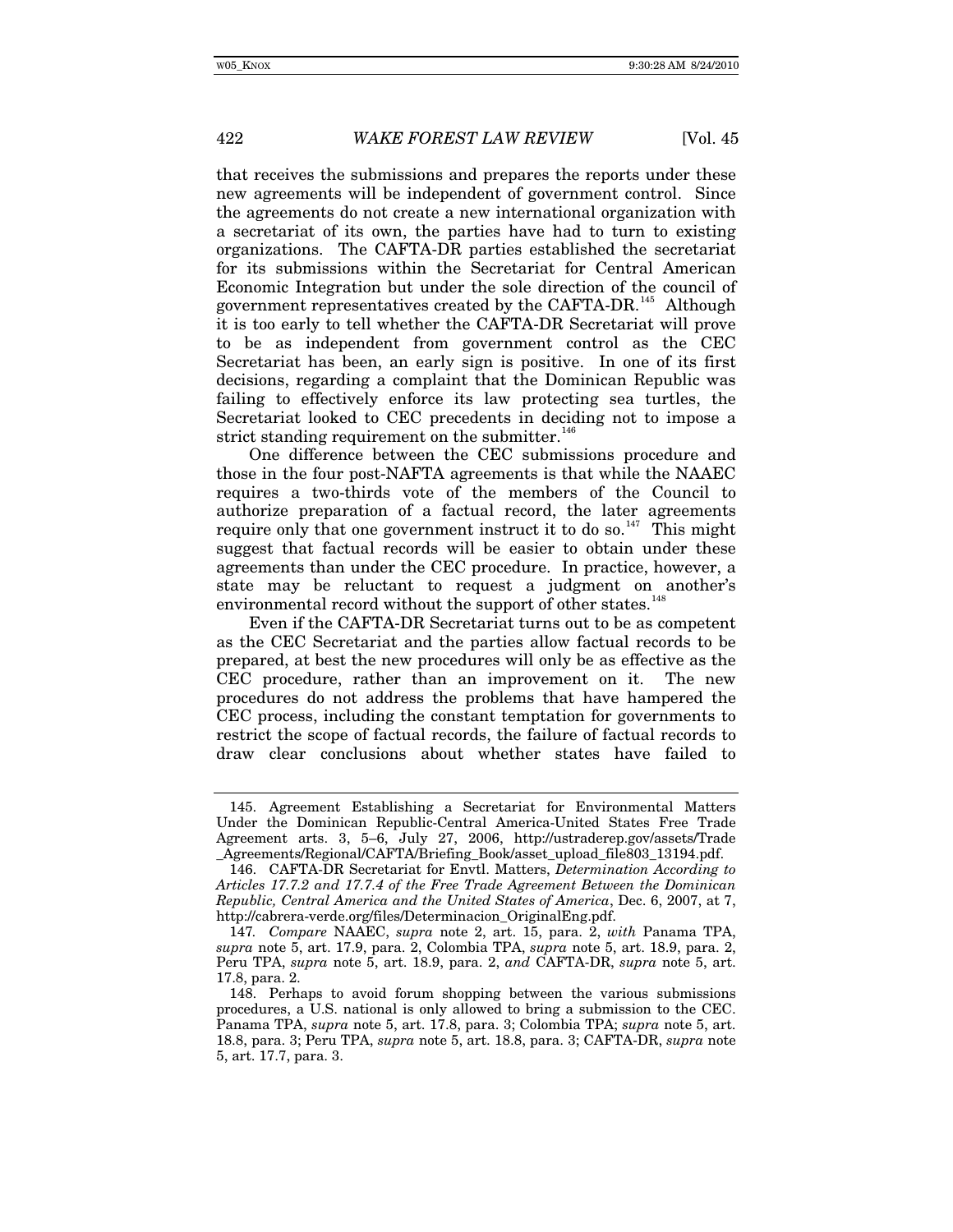that receives the submissions and prepares the reports under these new agreements will be independent of government control. Since the agreements do not create a new international organization with a secretariat of its own, the parties have had to turn to existing organizations. The CAFTA-DR parties established the secretariat for its submissions within the Secretariat for Central American Economic Integration but under the sole direction of the council of government representatives created by the CAFTA-DR.[145] Although it is too early to tell whether the CAFTA-DR Secretariat will prove to be as independent from government control as the CEC Secretariat has been, an early sign is positive. In one of its first decisions, regarding a complaint that the Dominican Republic was failing to effectively enforce its law protecting sea turtles, the Secretariat looked to CEC precedents in deciding not to impose a strict standing requirement on the submitter.[146]

One difference between the CEC submissions procedure and those in the four post-NAFTA agreements is that while the NAAEC requires a two-thirds vote of the members of the Council to authorize preparation of a factual record, the later agreements require only that one government instruct it to do so.[147] This might suggest that factual records will be easier to obtain under these agreements than under the CEC procedure. In practice, however, a state may be reluctant to request a judgment on another's environmental record without the support of other states.[148]

Even if the CAFTA-DR Secretariat turns out to be as competent as the CEC Secretariat and the parties allow factual records to be prepared, at best the new procedures will only be as effective as the CEC procedure, rather than an improvement on it. The new procedures do not address the problems that have hampered the CEC process, including the constant temptation for governments to restrict the scope of factual records, the failure of factual records to draw clear conclusions about whether states have failed to

---

145. Agreement Establishing a Secretariat for Environmental Matters Under the Dominican Republic-Central America-United States Free Trade Agreement arts. 3, 5–6, July 27, 2006, http://ustraderep.gov/assets/Trade_Agreements/Regional/CAFTA/Briefing_Book/asset_upload_file803_13194.pdf.

146. CAFTA-DR Secretariat for Envtl. Matters, *Determination According to Articles 17.7.2 and 17.7.4 of the Free Trade Agreement Between the Dominican Republic, Central America and the United States of America*, Dec. 6, 2007, at 7, http://cabrera-verde.org/files/Determinacion_OriginalEng.pdf.

147. *Compare* NAAEC, *supra* note 2, art. 15, para. 2, *with* Panama TPA, *supra* note 5, art. 17.9, para. 2, Colombia TPA, *supra* note 5, art. 18.9, para. 2, Peru TPA, *supra* note 5, art. 18.9, para. 2, *and* CAFTA-DR, *supra* note 5, art. 17.8, para. 2.

148. Perhaps to avoid forum shopping between the various submissions procedures, a U.S. national is only allowed to bring a submission to the CEC. Panama TPA, *supra* note 5, art. 17.8, para. 3; Colombia TPA; *supra* note 5, art. 18.8, para. 3; Peru TPA, *supra* note 5, art. 18.8, para. 3; CAFTA-DR, *supra* note 5, art. 17.7, para. 3.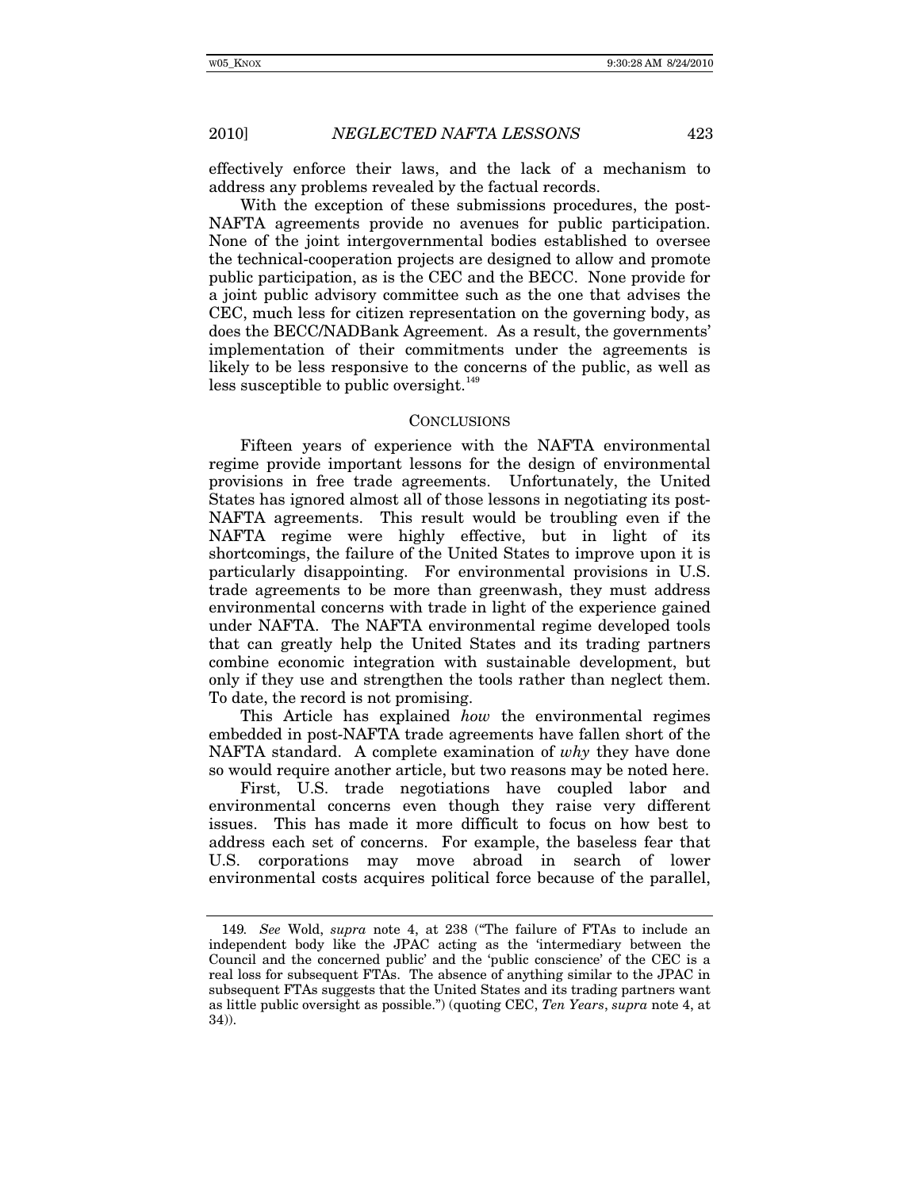effectively enforce their laws, and the lack of a mechanism to address any problems revealed by the factual records.

With the exception of these submissions procedures, the post-NAFTA agreements provide no avenues for public participation. None of the joint intergovernmental bodies established to oversee the technical-cooperation projects are designed to allow and promote public participation, as is the CEC and the BECC. None provide for a joint public advisory committee such as the one that advises the CEC, much less for citizen representation on the governing body, as does the BECC/NADBank Agreement. As a result, the governments' implementation of their commitments under the agreements is likely to be less responsive to the concerns of the public, as well as less susceptible to public oversight.[149]

## CONCLUSIONS

Fifteen years of experience with the NAFTA environmental regime provide important lessons for the design of environmental provisions in free trade agreements. Unfortunately, the United States has ignored almost all of those lessons in negotiating its post-NAFTA agreements. This result would be troubling even if the NAFTA regime were highly effective, but in light of its shortcomings, the failure of the United States to improve upon it is particularly disappointing. For environmental provisions in U.S. trade agreements to be more than greenwash, they must address environmental concerns with trade in light of the experience gained under NAFTA. The NAFTA environmental regime developed tools that can greatly help the United States and its trading partners combine economic integration with sustainable development, but only if they use and strengthen the tools rather than neglect them. To date, the record is not promising.

This Article has explained *how* the environmental regimes embedded in post-NAFTA trade agreements have fallen short of the NAFTA standard. A complete examination of *why* they have done so would require another article, but two reasons may be noted here.

First, U.S. trade negotiations have coupled labor and environmental concerns even though they raise very different issues. This has made it more difficult to focus on how best to address each set of concerns. For example, the baseless fear that U.S. corporations may move abroad in search of lower environmental costs acquires political force because of the parallel,

---

149. *See* Wold, *supra* note 4, at 238 ("The failure of FTAs to include an independent body like the JPAC acting as the 'intermediary between the Council and the concerned public' and the 'public conscience' of the CEC is a real loss for subsequent FTAs. The absence of anything similar to the JPAC in subsequent FTAs suggests that the United States and its trading partners want as little public oversight as possible.") (quoting CEC, *Ten Years*, *supra* note 4, at 34)).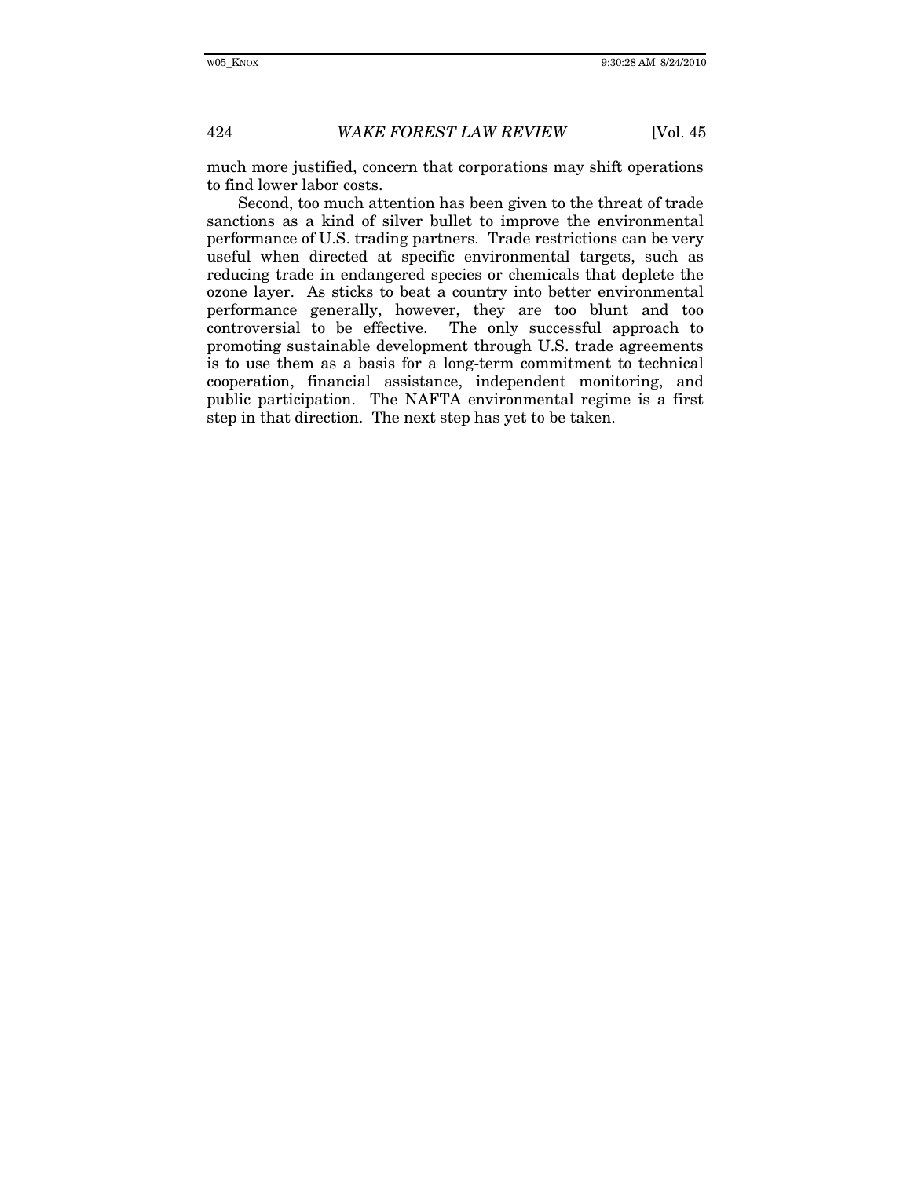much more justified, concern that corporations may shift operations to find lower labor costs.

Second, too much attention has been given to the threat of trade sanctions as a kind of silver bullet to improve the environmental performance of U.S. trading partners. Trade restrictions can be very useful when directed at specific environmental targets, such as reducing trade in endangered species or chemicals that deplete the ozone layer. As sticks to beat a country into better environmental performance generally, however, they are too blunt and too controversial to be effective. The only successful approach to promoting sustainable development through U.S. trade agreements is to use them as a basis for a long-term commitment to technical cooperation, financial assistance, independent monitoring, and public participation. The NAFTA environmental regime is a first step in that direction. The next step has yet to be taken.